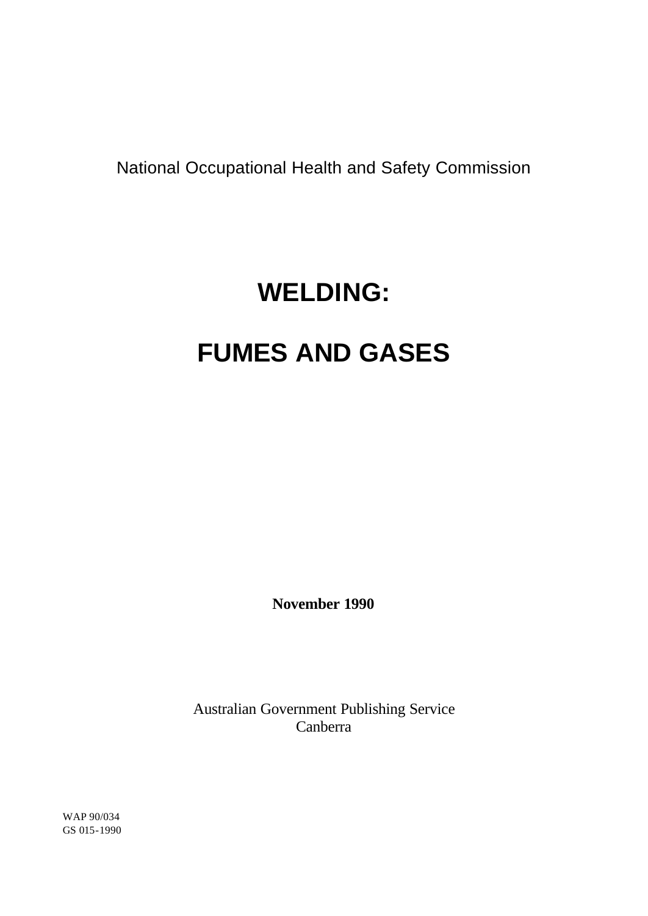National Occupational Health and Safety Commission

# WELDING:

# FUMES AND GASES

**November 1990**

Australian Government Publishing Service
Canberra

WAP 90/034
GS 015-1990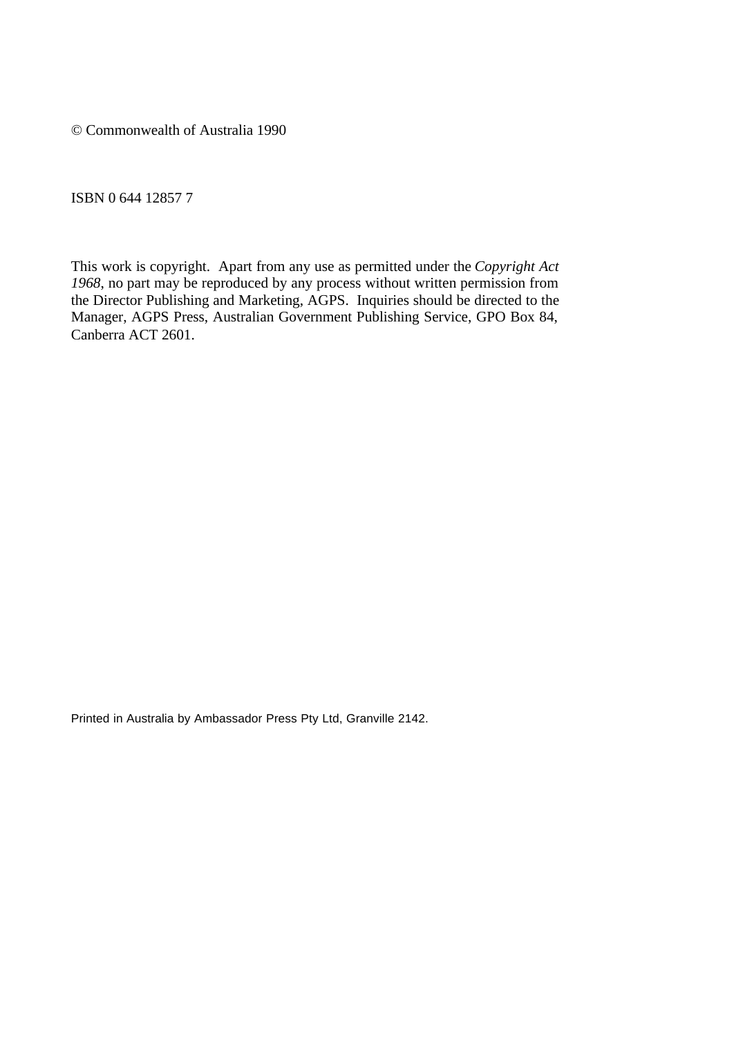© Commonwealth of Australia 1990

ISBN 0 644 12857 7

This work is copyright. Apart from any use as permitted under the *Copyright Act 1968*, no part may be reproduced by any process without written permission from the Director Publishing and Marketing, AGPS. Inquiries should be directed to the Manager, AGPS Press, Australian Government Publishing Service, GPO Box 84, Canberra ACT 2601.

Printed in Australia by Ambassador Press Pty Ltd, Granville 2142.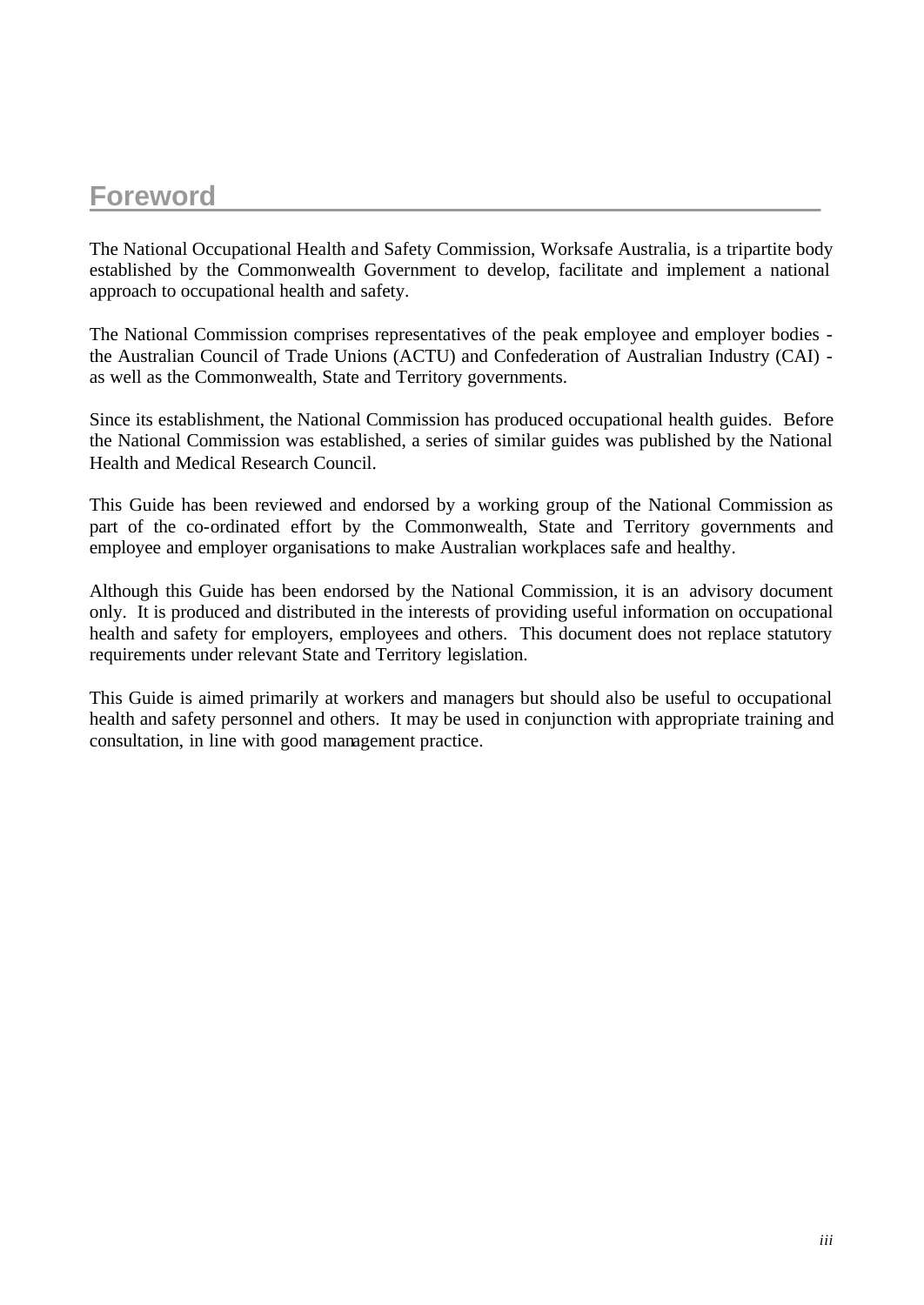# Foreword

The National Occupational Health and Safety Commission, Worksafe Australia, is a tripartite body established by the Commonwealth Government to develop, facilitate and implement a national approach to occupational health and safety.

The National Commission comprises representatives of the peak employee and employer bodies - the Australian Council of Trade Unions (ACTU) and Confederation of Australian Industry (CAI) - as well as the Commonwealth, State and Territory governments.

Since its establishment, the National Commission has produced occupational health guides. Before the National Commission was established, a series of similar guides was published by the National Health and Medical Research Council.

This Guide has been reviewed and endorsed by a working group of the National Commission as part of the co-ordinated effort by the Commonwealth, State and Territory governments and employee and employer organisations to make Australian workplaces safe and healthy.

Although this Guide has been endorsed by the National Commission, it is an advisory document only. It is produced and distributed in the interests of providing useful information on occupational health and safety for employers, employees and others. This document does not replace statutory requirements under relevant State and Territory legislation.

This Guide is aimed primarily at workers and managers but should also be useful to occupational health and safety personnel and others. It may be used in conjunction with appropriate training and consultation, in line with good management practice.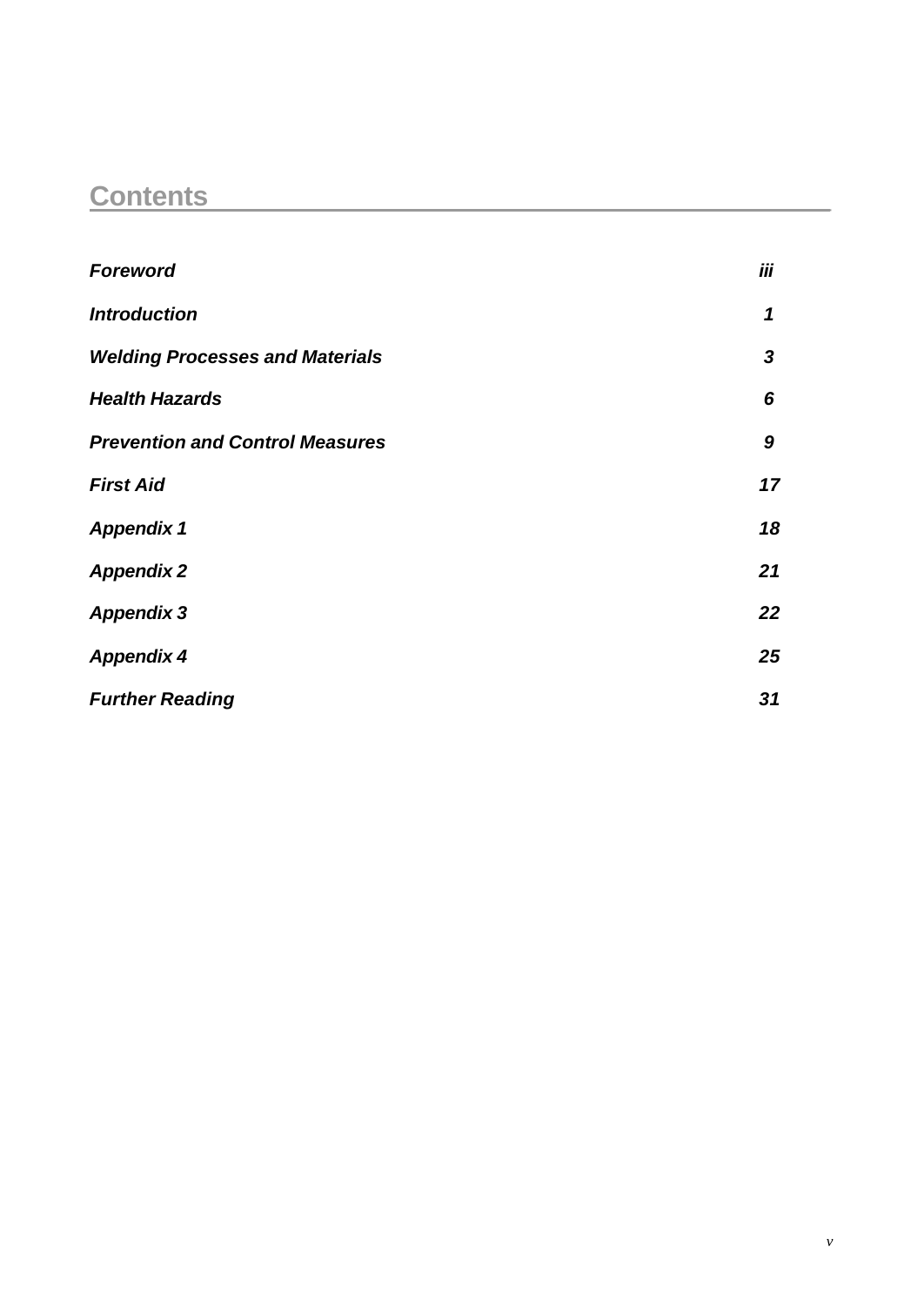# Contents

| | |
|---|---|
| ***Foreword*** | ***iii*** |
| ***Introduction*** | ***1*** |
| ***Welding Processes and Materials*** | ***3*** |
| ***Health Hazards*** | ***6*** |
| ***Prevention and Control Measures*** | ***9*** |
| ***First Aid*** | ***17*** |
| ***Appendix 1*** | ***18*** |
| ***Appendix 2*** | ***21*** |
| ***Appendix 3*** | ***22*** |
| ***Appendix 4*** | ***25*** |
| ***Further Reading*** | ***31*** |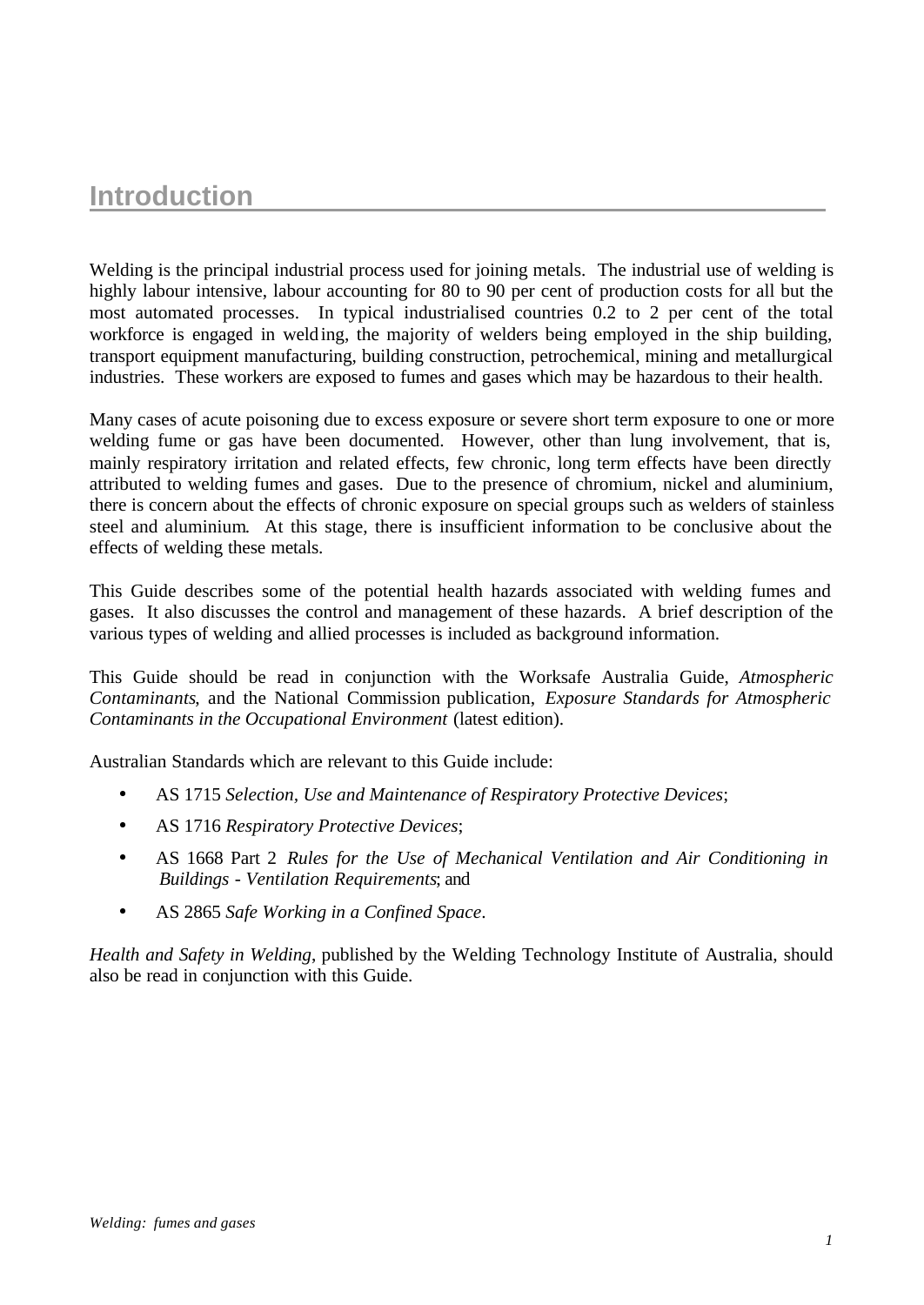# Introduction

Welding is the principal industrial process used for joining metals. The industrial use of welding is highly labour intensive, labour accounting for 80 to 90 per cent of production costs for all but the most automated processes. In typical industrialised countries 0.2 to 2 per cent of the total workforce is engaged in welding, the majority of welders being employed in the ship building, transport equipment manufacturing, building construction, petrochemical, mining and metallurgical industries. These workers are exposed to fumes and gases which may be hazardous to their health.

Many cases of acute poisoning due to excess exposure or severe short term exposure to one or more welding fume or gas have been documented. However, other than lung involvement, that is, mainly respiratory irritation and related effects, few chronic, long term effects have been directly attributed to welding fumes and gases. Due to the presence of chromium, nickel and aluminium, there is concern about the effects of chronic exposure on special groups such as welders of stainless steel and aluminium. At this stage, there is insufficient information to be conclusive about the effects of welding these metals.

This Guide describes some of the potential health hazards associated with welding fumes and gases. It also discusses the control and management of these hazards. A brief description of the various types of welding and allied processes is included as background information.

This Guide should be read in conjunction with the Worksafe Australia Guide, *Atmospheric Contaminants*, and the National Commission publication, *Exposure Standards for Atmospheric Contaminants in the Occupational Environment* (latest edition).

Australian Standards which are relevant to this Guide include:

- AS 1715 *Selection, Use and Maintenance of Respiratory Protective Devices*;
- AS 1716 *Respiratory Protective Devices*;
- AS 1668 Part 2 *Rules for the Use of Mechanical Ventilation and Air Conditioning in Buildings - Ventilation Requirements*; and
- AS 2865 *Safe Working in a Confined Space*.

*Health and Safety in Welding*, published by the Welding Technology Institute of Australia, should also be read in conjunction with this Guide.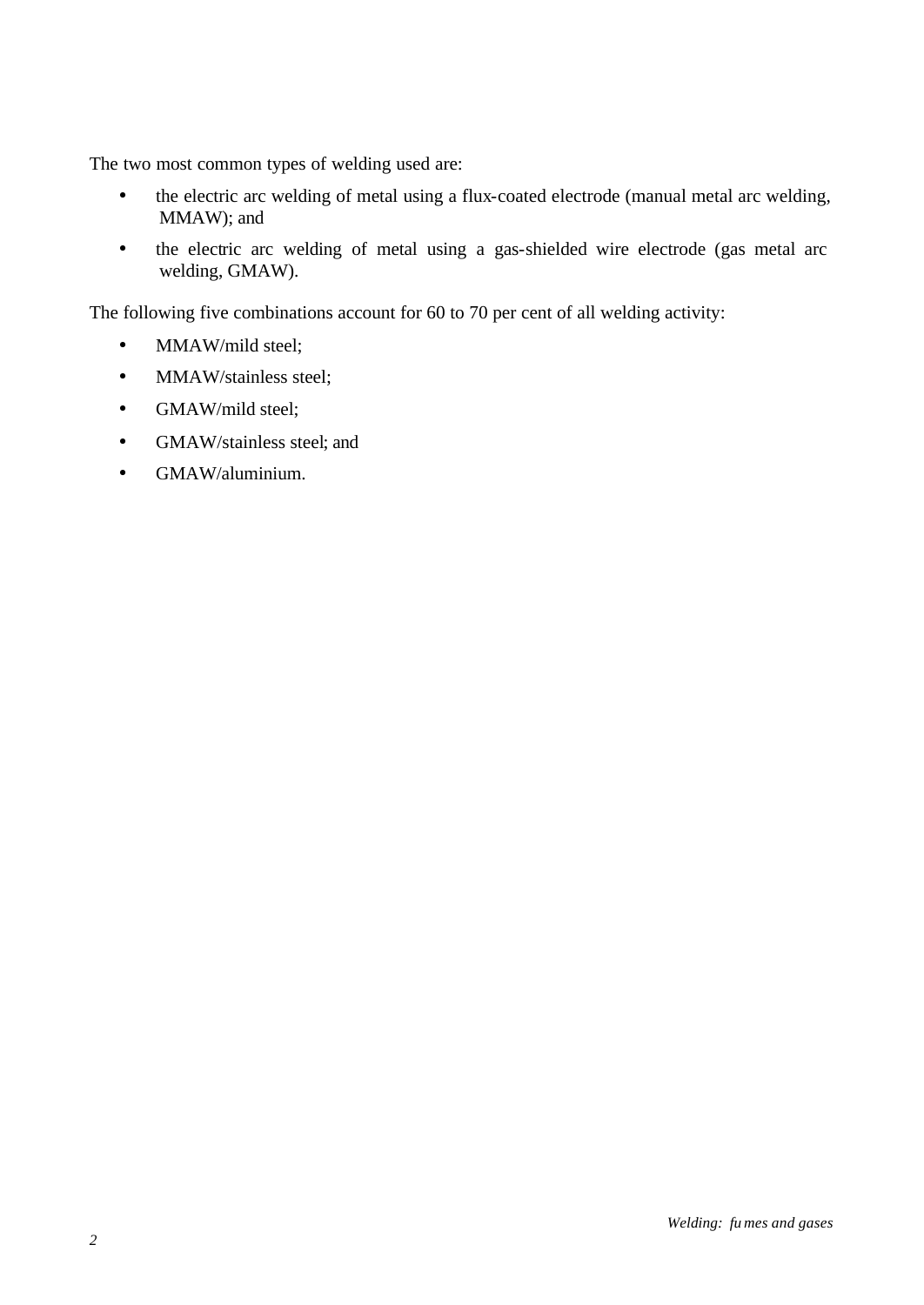The two most common types of welding used are:

- the electric arc welding of metal using a flux-coated electrode (manual metal arc welding, MMAW); and
- the electric arc welding of metal using a gas-shielded wire electrode (gas metal arc welding, GMAW).

The following five combinations account for 60 to 70 per cent of all welding activity:

- MMAW/mild steel;
- MMAW/stainless steel;
- GMAW/mild steel;
- GMAW/stainless steel; and
- GMAW/aluminium.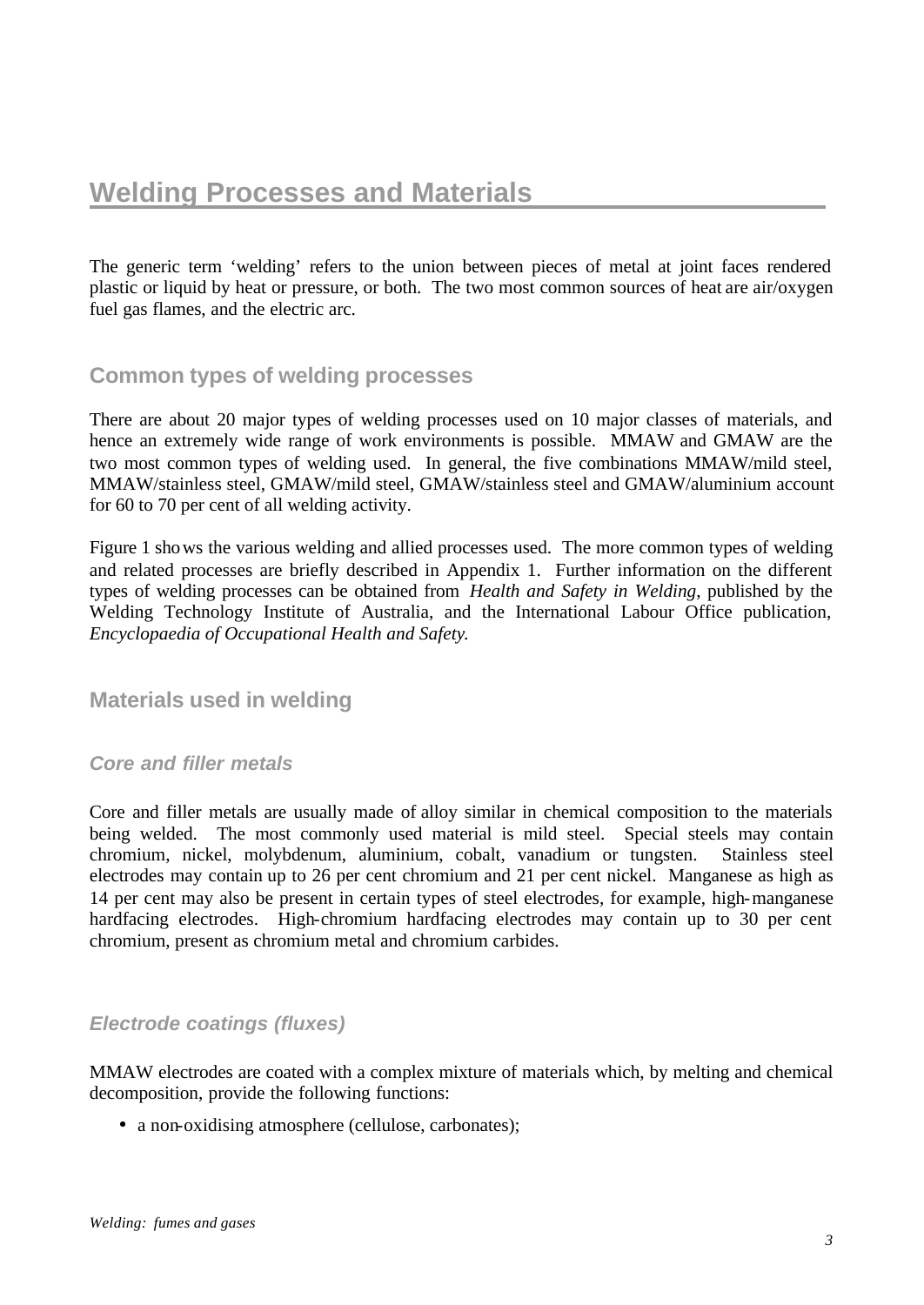# Welding Processes and Materials

The generic term 'welding' refers to the union between pieces of metal at joint faces rendered plastic or liquid by heat or pressure, or both. The two most common sources of heat are air/oxygen fuel gas flames, and the electric arc.

## Common types of welding processes

There are about 20 major types of welding processes used on 10 major classes of materials, and hence an extremely wide range of work environments is possible. MMAW and GMAW are the two most common types of welding used. In general, the five combinations MMAW/mild steel, MMAW/stainless steel, GMAW/mild steel, GMAW/stainless steel and GMAW/aluminium account for 60 to 70 per cent of all welding activity.

Figure 1 shows the various welding and allied processes used. The more common types of welding and related processes are briefly described in Appendix 1. Further information on the different types of welding processes can be obtained from *Health and Safety in Welding*, published by the Welding Technology Institute of Australia, and the International Labour Office publication, *Encyclopaedia of Occupational Health and Safety.*

## Materials used in welding

### *Core and filler metals*

Core and filler metals are usually made of alloy similar in chemical composition to the materials being welded. The most commonly used material is mild steel. Special steels may contain chromium, nickel, molybdenum, aluminium, cobalt, vanadium or tungsten. Stainless steel electrodes may contain up to 26 per cent chromium and 21 per cent nickel. Manganese as high as 14 per cent may also be present in certain types of steel electrodes, for example, high-manganese hardfacing electrodes. High-chromium hardfacing electrodes may contain up to 30 per cent chromium, present as chromium metal and chromium carbides.

### *Electrode coatings (fluxes)*

MMAW electrodes are coated with a complex mixture of materials which, by melting and chemical decomposition, provide the following functions:

- a non-oxidising atmosphere (cellulose, carbonates);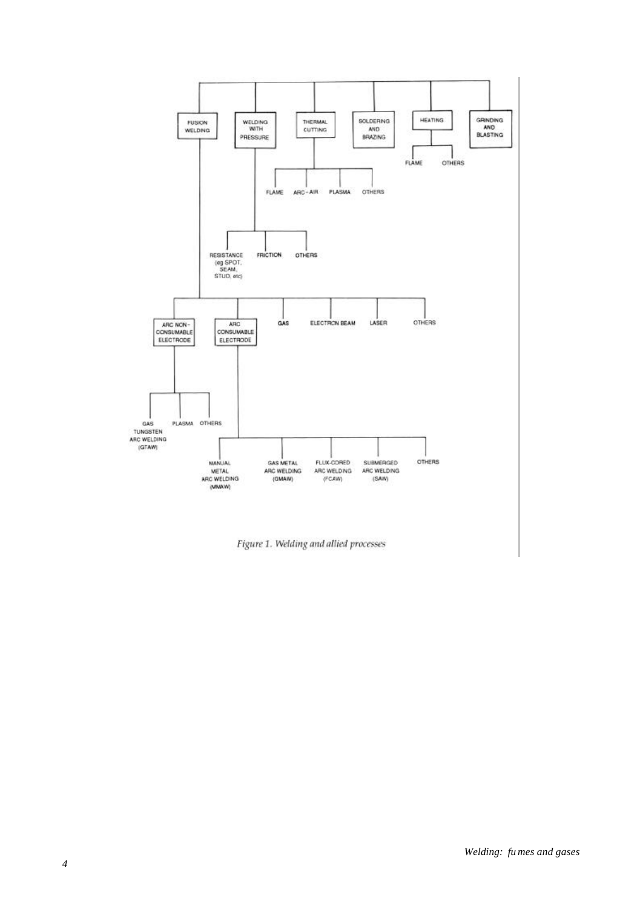- FUSION WELDING
  - ARC NON-CONSUMABLE ELECTRODE
    - GAS TUNGSTEN ARC WELDING (GTAW)
    - PLASMA
    - OTHERS
  - ARC CONSUMABLE ELECTRODE
    - MANUAL METAL ARC WELDING (MMAW)
    - GAS METAL ARC WELDING (GMAW)
    - FLUX-CORED ARC WELDING (FCAW)
    - SUBMERGED ARC WELDING (SAW)
    - OTHERS
  - GAS
  - ELECTRON BEAM
  - LASER
  - OTHERS
- WELDING WITH PRESSURE
  - RESISTANCE (eg SPOT, SEAM, STUD, etc)
  - FRICTION
  - OTHERS
- THERMAL CUTTING
  - FLAME
  - ARC - AIR
  - PLASMA
  - OTHERS
- SOLDERING AND BRAZING
- HEATING
  - FLAME
  - OTHERS
- GRINDING AND BLASTING

*Figure 1. Welding and allied processes*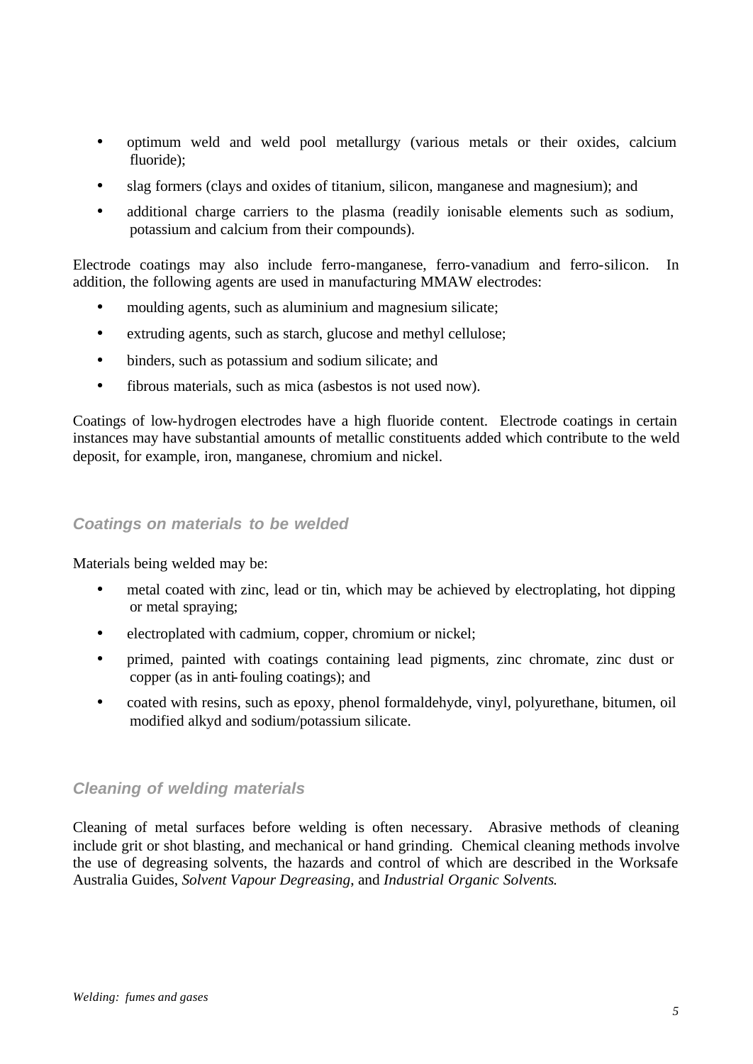- optimum weld and weld pool metallurgy (various metals or their oxides, calcium fluoride);
- slag formers (clays and oxides of titanium, silicon, manganese and magnesium); and
- additional charge carriers to the plasma (readily ionisable elements such as sodium, potassium and calcium from their compounds).

Electrode coatings may also include ferro-manganese, ferro-vanadium and ferro-silicon. In addition, the following agents are used in manufacturing MMAW electrodes:

- moulding agents, such as aluminium and magnesium silicate;
- extruding agents, such as starch, glucose and methyl cellulose;
- binders, such as potassium and sodium silicate; and
- fibrous materials, such as mica (asbestos is not used now).

Coatings of low-hydrogen electrodes have a high fluoride content. Electrode coatings in certain instances may have substantial amounts of metallic constituents added which contribute to the weld deposit, for example, iron, manganese, chromium and nickel.

### *Coatings on materials to be welded*

Materials being welded may be:

- metal coated with zinc, lead or tin, which may be achieved by electroplating, hot dipping or metal spraying;
- electroplated with cadmium, copper, chromium or nickel;
- primed, painted with coatings containing lead pigments, zinc chromate, zinc dust or copper (as in anti-fouling coatings); and
- coated with resins, such as epoxy, phenol formaldehyde, vinyl, polyurethane, bitumen, oil modified alkyd and sodium/potassium silicate.

### *Cleaning of welding materials*

Cleaning of metal surfaces before welding is often necessary. Abrasive methods of cleaning include grit or shot blasting, and mechanical or hand grinding. Chemical cleaning methods involve the use of degreasing solvents, the hazards and control of which are described in the Worksafe Australia Guides, *Solvent Vapour Degreasing*, and *Industrial Organic Solvents*.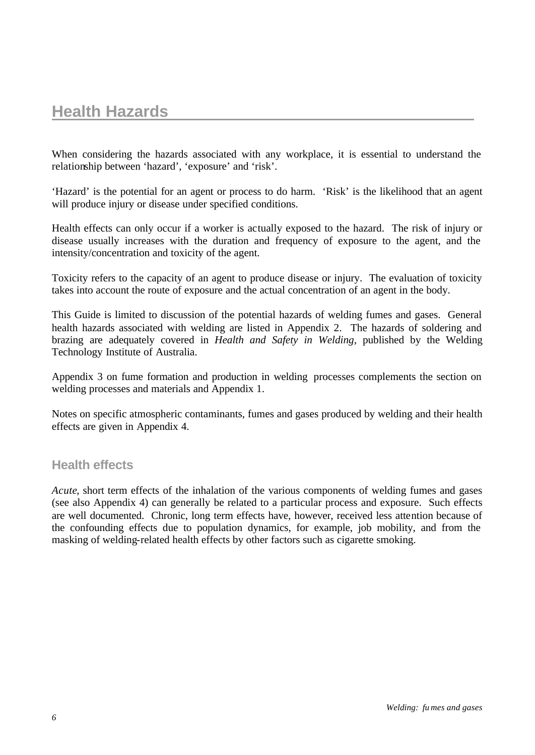# Health Hazards

When considering the hazards associated with any workplace, it is essential to understand the relationship between 'hazard', 'exposure' and 'risk'.

'Hazard' is the potential for an agent or process to do harm. 'Risk' is the likelihood that an agent will produce injury or disease under specified conditions.

Health effects can only occur if a worker is actually exposed to the hazard. The risk of injury or disease usually increases with the duration and frequency of exposure to the agent, and the intensity/concentration and toxicity of the agent.

Toxicity refers to the capacity of an agent to produce disease or injury. The evaluation of toxicity takes into account the route of exposure and the actual concentration of an agent in the body.

This Guide is limited to discussion of the potential hazards of welding fumes and gases. General health hazards associated with welding are listed in Appendix 2. The hazards of soldering and brazing are adequately covered in *Health and Safety in Welding*, published by the Welding Technology Institute of Australia.

Appendix 3 on fume formation and production in welding processes complements the section on welding processes and materials and Appendix 1.

Notes on specific atmospheric contaminants, fumes and gases produced by welding and their health effects are given in Appendix 4.

## Health effects

*Acute*, short term effects of the inhalation of the various components of welding fumes and gases (see also Appendix 4) can generally be related to a particular process and exposure. Such effects are well documented. Chronic, long term effects have, however, received less attention because of the confounding effects due to population dynamics, for example, job mobility, and from the masking of welding-related health effects by other factors such as cigarette smoking.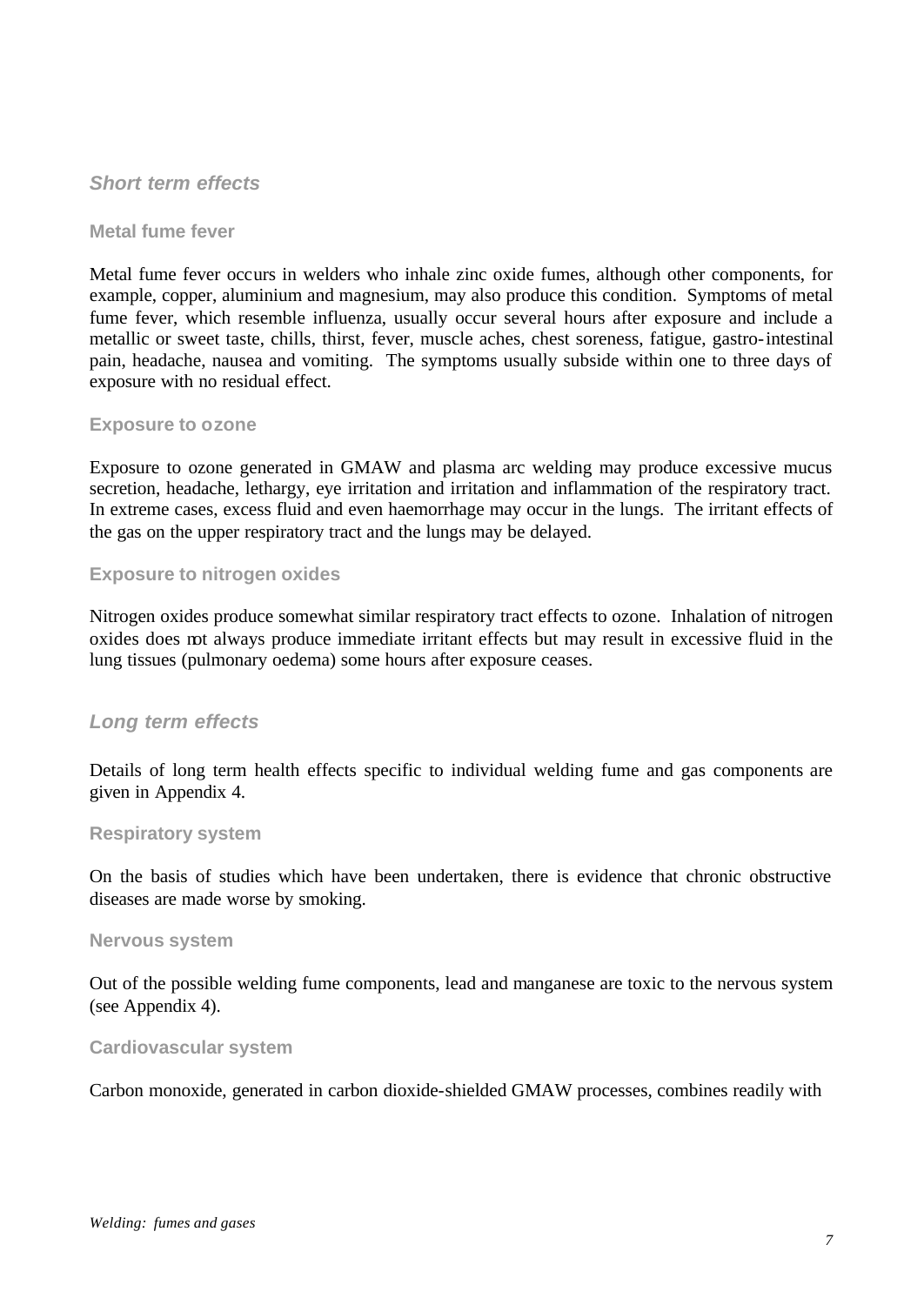## *Short term effects*

### Metal fume fever

Metal fume fever occurs in welders who inhale zinc oxide fumes, although other components, for example, copper, aluminium and magnesium, may also produce this condition. Symptoms of metal fume fever, which resemble influenza, usually occur several hours after exposure and include a metallic or sweet taste, chills, thirst, fever, muscle aches, chest soreness, fatigue, gastro-intestinal pain, headache, nausea and vomiting. The symptoms usually subside within one to three days of exposure with no residual effect.

### Exposure to ozone

Exposure to ozone generated in GMAW and plasma arc welding may produce excessive mucus secretion, headache, lethargy, eye irritation and irritation and inflammation of the respiratory tract. In extreme cases, excess fluid and even haemorrhage may occur in the lungs. The irritant effects of the gas on the upper respiratory tract and the lungs may be delayed.

### Exposure to nitrogen oxides

Nitrogen oxides produce somewhat similar respiratory tract effects to ozone. Inhalation of nitrogen oxides does not always produce immediate irritant effects but may result in excessive fluid in the lung tissues (pulmonary oedema) some hours after exposure ceases.

## *Long term effects*

Details of long term health effects specific to individual welding fume and gas components are given in Appendix 4.

### Respiratory system

On the basis of studies which have been undertaken, there is evidence that chronic obstructive diseases are made worse by smoking.

### Nervous system

Out of the possible welding fume components, lead and manganese are toxic to the nervous system (see Appendix 4).

### Cardiovascular system

Carbon monoxide, generated in carbon dioxide-shielded GMAW processes, combines readily with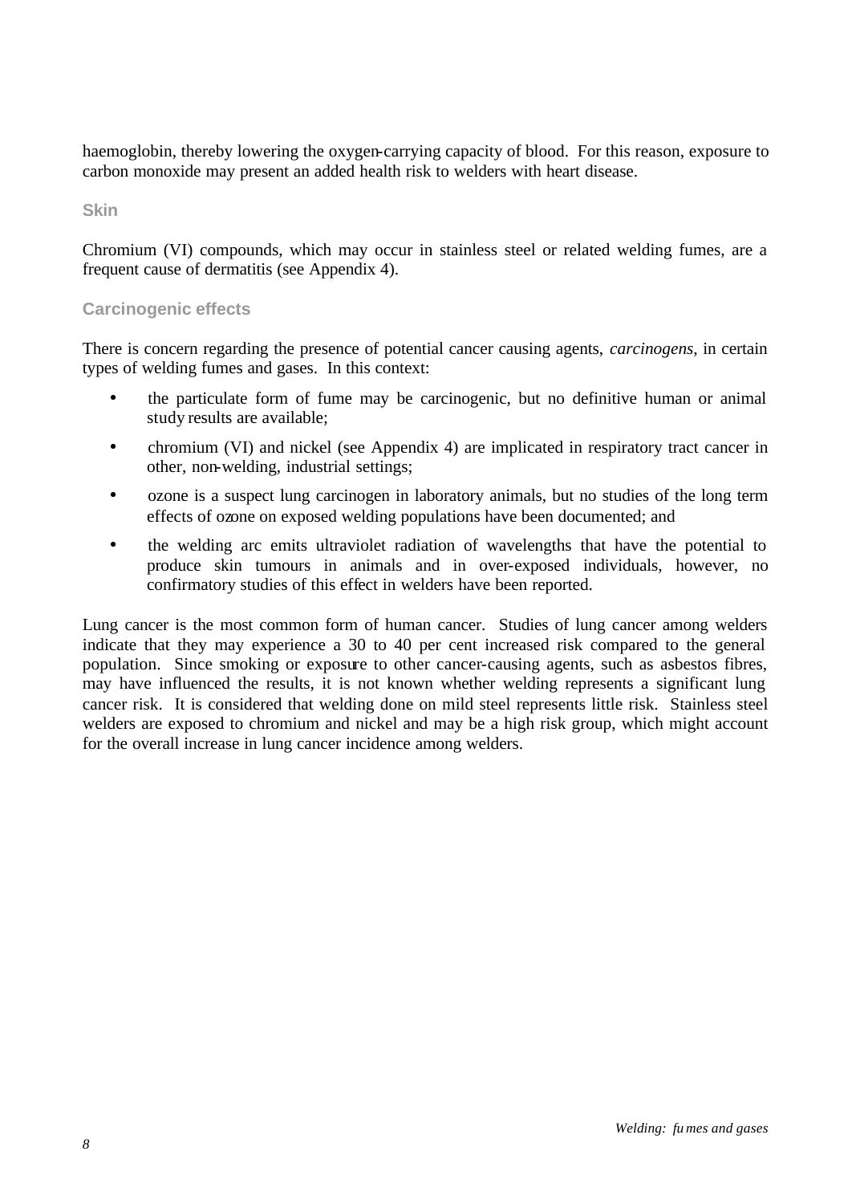haemoglobin, thereby lowering the oxygen-carrying capacity of blood. For this reason, exposure to carbon monoxide may present an added health risk to welders with heart disease.

### Skin

Chromium (VI) compounds, which may occur in stainless steel or related welding fumes, are a frequent cause of dermatitis (see Appendix 4).

### Carcinogenic effects

There is concern regarding the presence of potential cancer causing agents, *carcinogens*, in certain types of welding fumes and gases. In this context:

- the particulate form of fume may be carcinogenic, but no definitive human or animal study results are available;
- chromium (VI) and nickel (see Appendix 4) are implicated in respiratory tract cancer in other, non-welding, industrial settings;
- ozone is a suspect lung carcinogen in laboratory animals, but no studies of the long term effects of ozone on exposed welding populations have been documented; and
- the welding arc emits ultraviolet radiation of wavelengths that have the potential to produce skin tumours in animals and in over-exposed individuals, however, no confirmatory studies of this effect in welders have been reported.

Lung cancer is the most common form of human cancer. Studies of lung cancer among welders indicate that they may experience a 30 to 40 per cent increased risk compared to the general population. Since smoking or exposure to other cancer-causing agents, such as asbestos fibres, may have influenced the results, it is not known whether welding represents a significant lung cancer risk. It is considered that welding done on mild steel represents little risk. Stainless steel welders are exposed to chromium and nickel and may be a high risk group, which might account for the overall increase in lung cancer incidence among welders.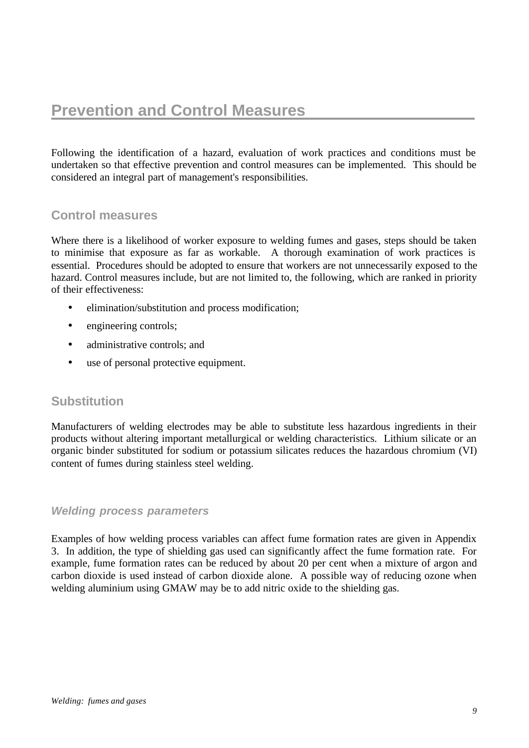# Prevention and Control Measures

Following the identification of a hazard, evaluation of work practices and conditions must be undertaken so that effective prevention and control measures can be implemented. This should be considered an integral part of management's responsibilities.

## Control measures

Where there is a likelihood of worker exposure to welding fumes and gases, steps should be taken to minimise that exposure as far as workable. A thorough examination of work practices is essential. Procedures should be adopted to ensure that workers are not unnecessarily exposed to the hazard. Control measures include, but are not limited to, the following, which are ranked in priority of their effectiveness:

- elimination/substitution and process modification;
- engineering controls;
- administrative controls; and
- use of personal protective equipment.

## Substitution

Manufacturers of welding electrodes may be able to substitute less hazardous ingredients in their products without altering important metallurgical or welding characteristics. Lithium silicate or an organic binder substituted for sodium or potassium silicates reduces the hazardous chromium (VI) content of fumes during stainless steel welding.

### *Welding process parameters*

Examples of how welding process variables can affect fume formation rates are given in Appendix 3. In addition, the type of shielding gas used can significantly affect the fume formation rate. For example, fume formation rates can be reduced by about 20 per cent when a mixture of argon and carbon dioxide is used instead of carbon dioxide alone. A possible way of reducing ozone when welding aluminium using GMAW may be to add nitric oxide to the shielding gas.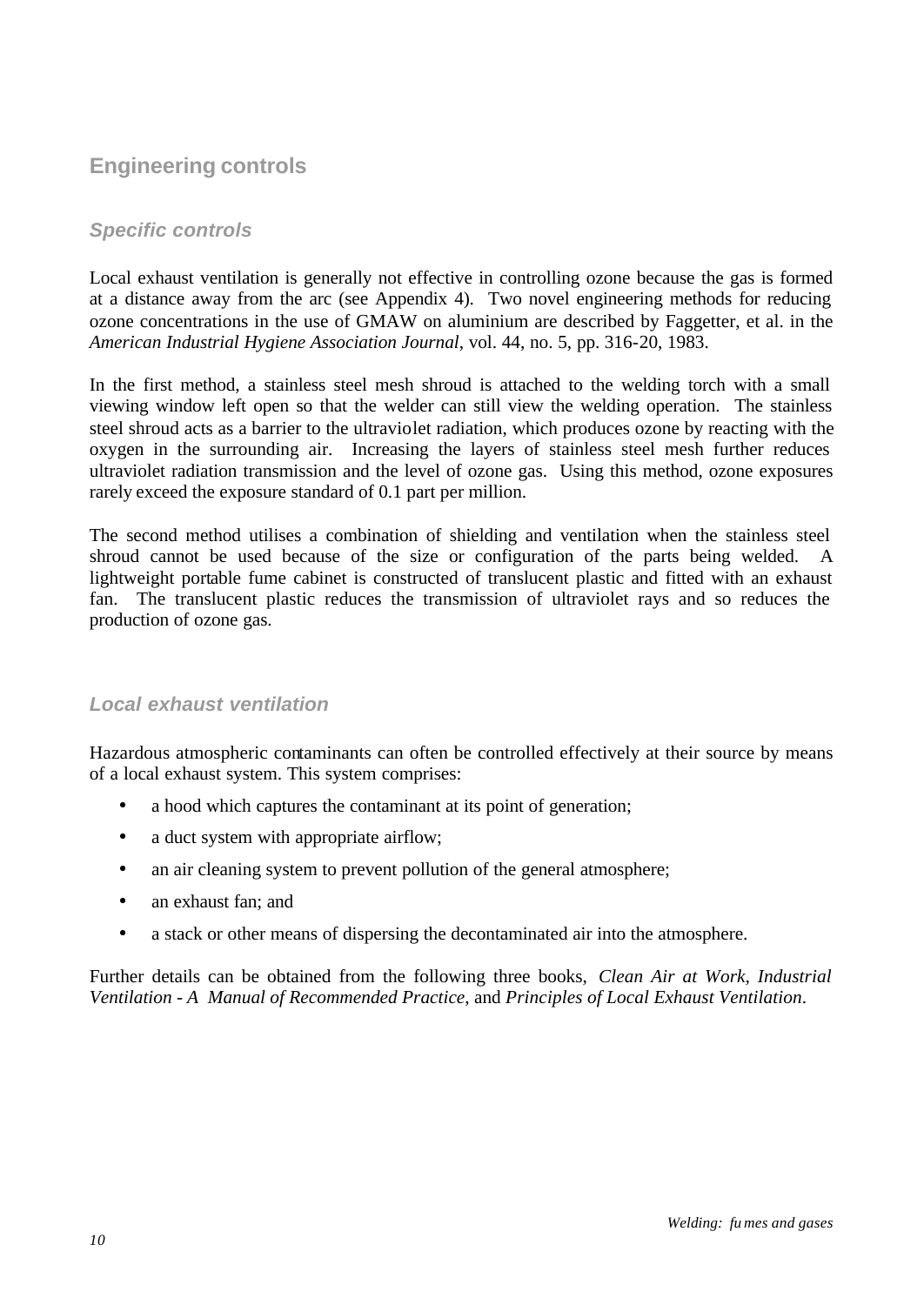## Engineering controls

### *Specific controls*

Local exhaust ventilation is generally not effective in controlling ozone because the gas is formed at a distance away from the arc (see Appendix 4). Two novel engineering methods for reducing ozone concentrations in the use of GMAW on aluminium are described by Faggetter, et al. in the *American Industrial Hygiene Association Journal*, vol. 44, no. 5, pp. 316-20, 1983.

In the first method, a stainless steel mesh shroud is attached to the welding torch with a small viewing window left open so that the welder can still view the welding operation. The stainless steel shroud acts as a barrier to the ultraviolet radiation, which produces ozone by reacting with the oxygen in the surrounding air. Increasing the layers of stainless steel mesh further reduces ultraviolet radiation transmission and the level of ozone gas. Using this method, ozone exposures rarely exceed the exposure standard of 0.1 part per million.

The second method utilises a combination of shielding and ventilation when the stainless steel shroud cannot be used because of the size or configuration of the parts being welded. A lightweight portable fume cabinet is constructed of translucent plastic and fitted with an exhaust fan. The translucent plastic reduces the transmission of ultraviolet rays and so reduces the production of ozone gas.

### *Local exhaust ventilation*

Hazardous atmospheric contaminants can often be controlled effectively at their source by means of a local exhaust system. This system comprises:

- a hood which captures the contaminant at its point of generation;
- a duct system with appropriate airflow;
- an air cleaning system to prevent pollution of the general atmosphere;
- an exhaust fan; and
- a stack or other means of dispersing the decontaminated air into the atmosphere.

Further details can be obtained from the following three books, *Clean Air at Work, Industrial Ventilation - A Manual of Recommended Practice*, and *Principles of Local Exhaust Ventilation*.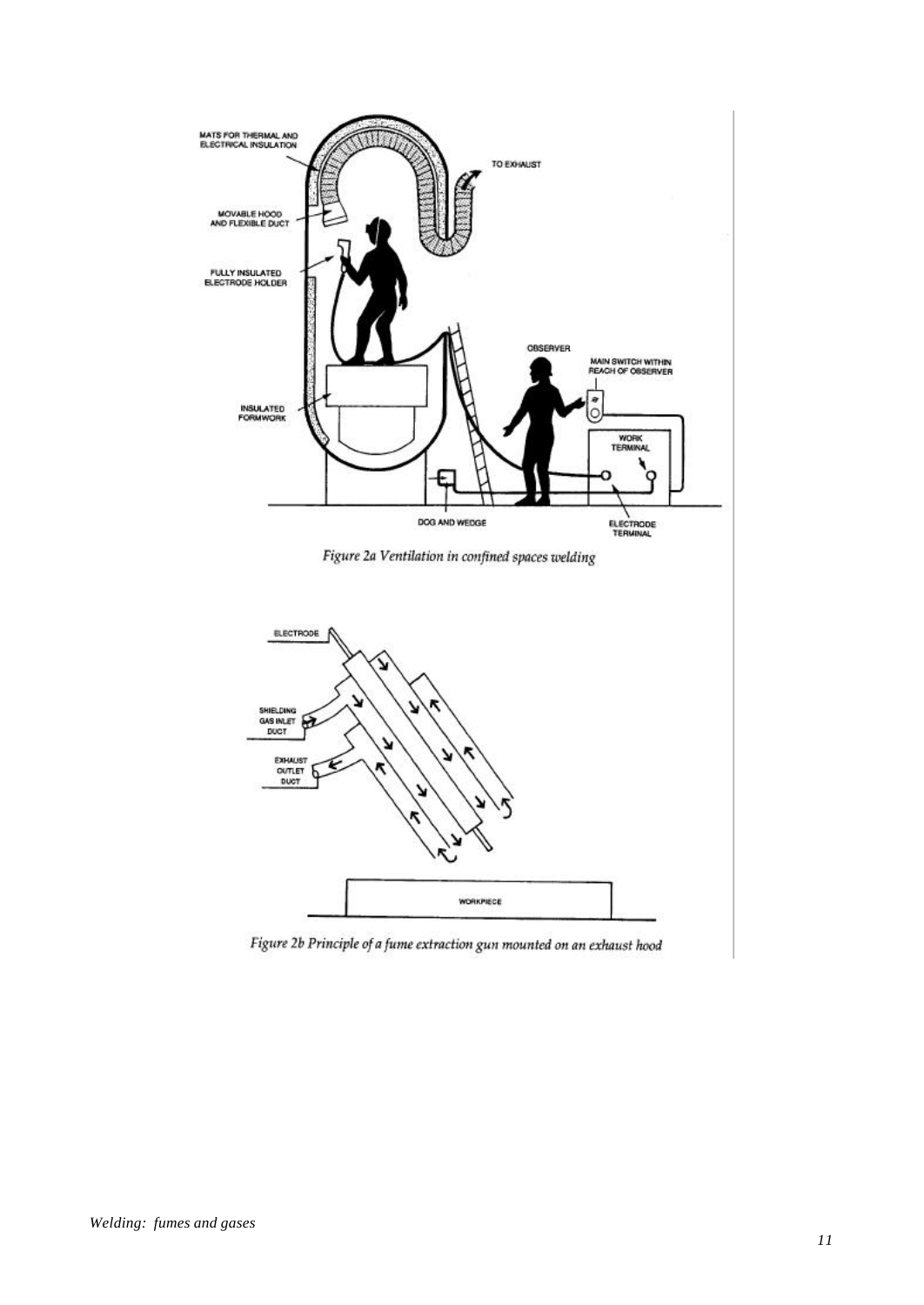Figure 2a Ventilation in confined spaces welding

Figure 2b Principle of a fume extraction gun mounted on an exhaust hood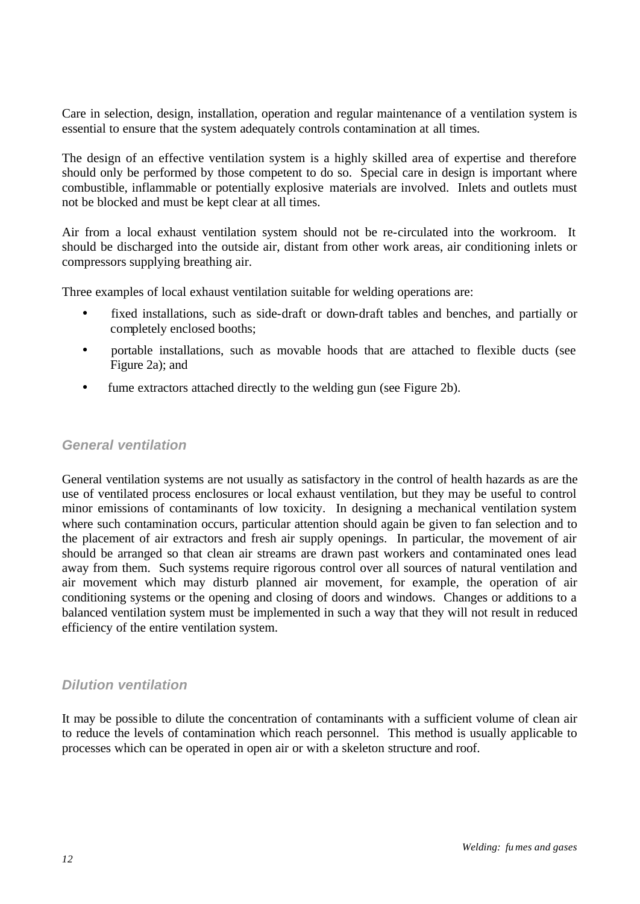Care in selection, design, installation, operation and regular maintenance of a ventilation system is essential to ensure that the system adequately controls contamination at all times.

The design of an effective ventilation system is a highly skilled area of expertise and therefore should only be performed by those competent to do so. Special care in design is important where combustible, inflammable or potentially explosive materials are involved. Inlets and outlets must not be blocked and must be kept clear at all times.

Air from a local exhaust ventilation system should not be re-circulated into the workroom. It should be discharged into the outside air, distant from other work areas, air conditioning inlets or compressors supplying breathing air.

Three examples of local exhaust ventilation suitable for welding operations are:

- fixed installations, such as side-draft or down-draft tables and benches, and partially or completely enclosed booths;
- portable installations, such as movable hoods that are attached to flexible ducts (see Figure 2a); and
- fume extractors attached directly to the welding gun (see Figure 2b).

### *General ventilation*

General ventilation systems are not usually as satisfactory in the control of health hazards as are the use of ventilated process enclosures or local exhaust ventilation, but they may be useful to control minor emissions of contaminants of low toxicity. In designing a mechanical ventilation system where such contamination occurs, particular attention should again be given to fan selection and to the placement of air extractors and fresh air supply openings. In particular, the movement of air should be arranged so that clean air streams are drawn past workers and contaminated ones lead away from them. Such systems require rigorous control over all sources of natural ventilation and air movement which may disturb planned air movement, for example, the operation of air conditioning systems or the opening and closing of doors and windows. Changes or additions to a balanced ventilation system must be implemented in such a way that they will not result in reduced efficiency of the entire ventilation system.

### *Dilution ventilation*

It may be possible to dilute the concentration of contaminants with a sufficient volume of clean air to reduce the levels of contamination which reach personnel. This method is usually applicable to processes which can be operated in open air or with a skeleton structure and roof.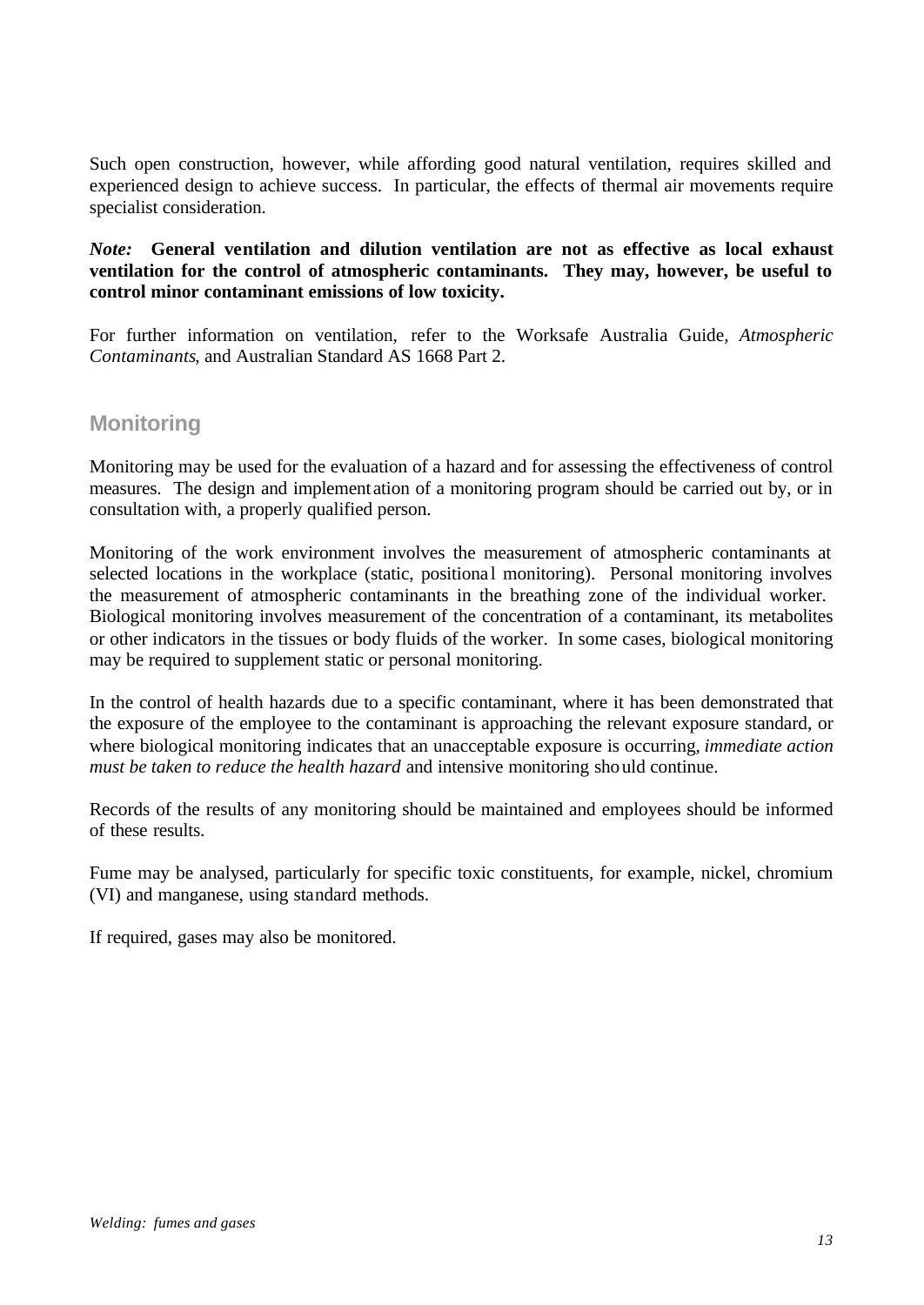Such open construction, however, while affording good natural ventilation, requires skilled and experienced design to achieve success. In particular, the effects of thermal air movements require specialist consideration.

***Note:*** **General ventilation and dilution ventilation are not as effective as local exhaust ventilation for the control of atmospheric contaminants. They may, however, be useful to control minor contaminant emissions of low toxicity.**

For further information on ventilation, refer to the Worksafe Australia Guide, *Atmospheric Contaminants*, and Australian Standard AS 1668 Part 2.

## Monitoring

Monitoring may be used for the evaluation of a hazard and for assessing the effectiveness of control measures. The design and implementation of a monitoring program should be carried out by, or in consultation with, a properly qualified person.

Monitoring of the work environment involves the measurement of atmospheric contaminants at selected locations in the workplace (static, positional monitoring). Personal monitoring involves the measurement of atmospheric contaminants in the breathing zone of the individual worker. Biological monitoring involves measurement of the concentration of a contaminant, its metabolites or other indicators in the tissues or body fluids of the worker. In some cases, biological monitoring may be required to supplement static or personal monitoring.

In the control of health hazards due to a specific contaminant, where it has been demonstrated that the exposure of the employee to the contaminant is approaching the relevant exposure standard, or where biological monitoring indicates that an unacceptable exposure is occurring, *immediate action must be taken to reduce the health hazard* and intensive monitoring should continue.

Records of the results of any monitoring should be maintained and employees should be informed of these results.

Fume may be analysed, particularly for specific toxic constituents, for example, nickel, chromium (VI) and manganese, using standard methods.

If required, gases may also be monitored.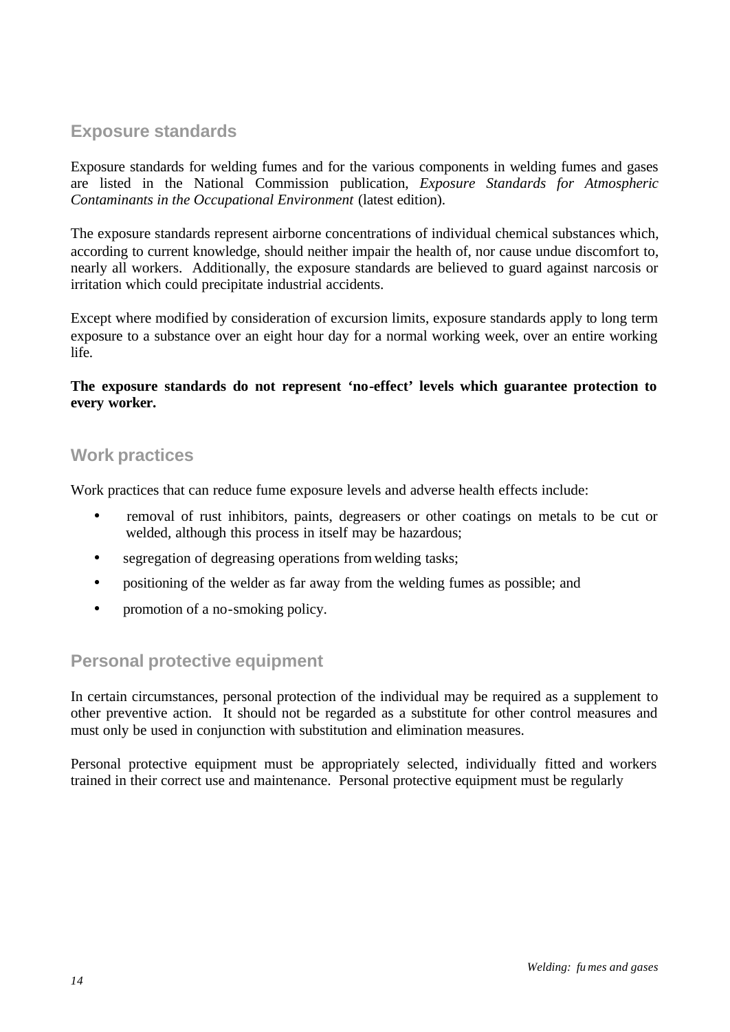## Exposure standards

Exposure standards for welding fumes and for the various components in welding fumes and gases are listed in the National Commission publication, *Exposure Standards for Atmospheric Contaminants in the Occupational Environment* (latest edition).

The exposure standards represent airborne concentrations of individual chemical substances which, according to current knowledge, should neither impair the health of, nor cause undue discomfort to, nearly all workers. Additionally, the exposure standards are believed to guard against narcosis or irritation which could precipitate industrial accidents.

Except where modified by consideration of excursion limits, exposure standards apply to long term exposure to a substance over an eight hour day for a normal working week, over an entire working life.

**The exposure standards do not represent 'no-effect' levels which guarantee protection to every worker.**

## Work practices

Work practices that can reduce fume exposure levels and adverse health effects include:

- removal of rust inhibitors, paints, degreasers or other coatings on metals to be cut or welded, although this process in itself may be hazardous;
- segregation of degreasing operations from welding tasks;
- positioning of the welder as far away from the welding fumes as possible; and
- promotion of a no-smoking policy.

## Personal protective equipment

In certain circumstances, personal protection of the individual may be required as a supplement to other preventive action. It should not be regarded as a substitute for other control measures and must only be used in conjunction with substitution and elimination measures.

Personal protective equipment must be appropriately selected, individually fitted and workers trained in their correct use and maintenance. Personal protective equipment must be regularly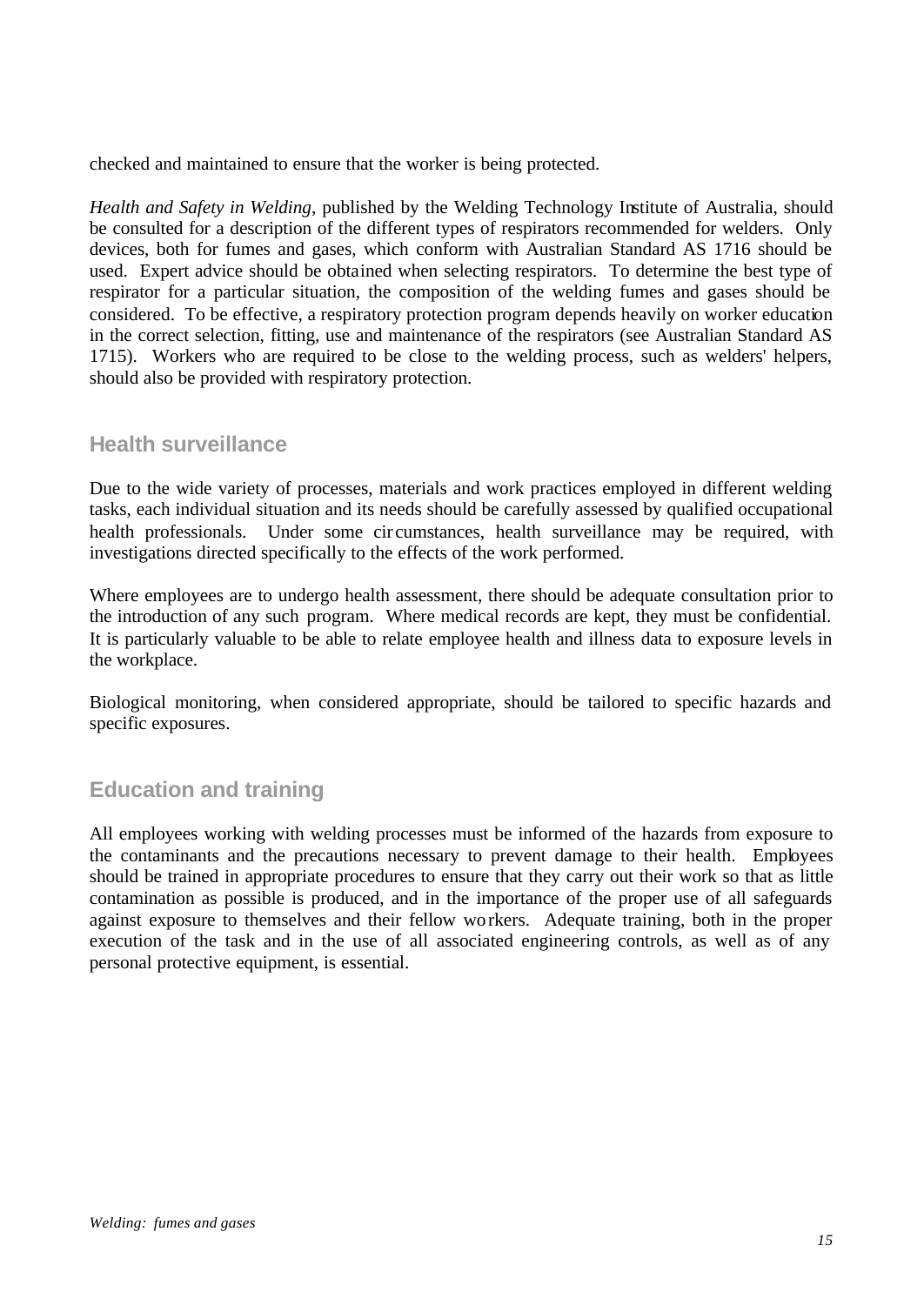checked and maintained to ensure that the worker is being protected.

*Health and Safety in Welding*, published by the Welding Technology Institute of Australia, should be consulted for a description of the different types of respirators recommended for welders. Only devices, both for fumes and gases, which conform with Australian Standard AS 1716 should be used. Expert advice should be obtained when selecting respirators. To determine the best type of respirator for a particular situation, the composition of the welding fumes and gases should be considered. To be effective, a respiratory protection program depends heavily on worker education in the correct selection, fitting, use and maintenance of the respirators (see Australian Standard AS 1715). Workers who are required to be close to the welding process, such as welders' helpers, should also be provided with respiratory protection.

## Health surveillance

Due to the wide variety of processes, materials and work practices employed in different welding tasks, each individual situation and its needs should be carefully assessed by qualified occupational health professionals. Under some circumstances, health surveillance may be required, with investigations directed specifically to the effects of the work performed.

Where employees are to undergo health assessment, there should be adequate consultation prior to the introduction of any such program. Where medical records are kept, they must be confidential. It is particularly valuable to be able to relate employee health and illness data to exposure levels in the workplace.

Biological monitoring, when considered appropriate, should be tailored to specific hazards and specific exposures.

## Education and training

All employees working with welding processes must be informed of the hazards from exposure to the contaminants and the precautions necessary to prevent damage to their health. Employees should be trained in appropriate procedures to ensure that they carry out their work so that as little contamination as possible is produced, and in the importance of the proper use of all safeguards against exposure to themselves and their fellow workers. Adequate training, both in the proper execution of the task and in the use of all associated engineering controls, as well as of any personal protective equipment, is essential.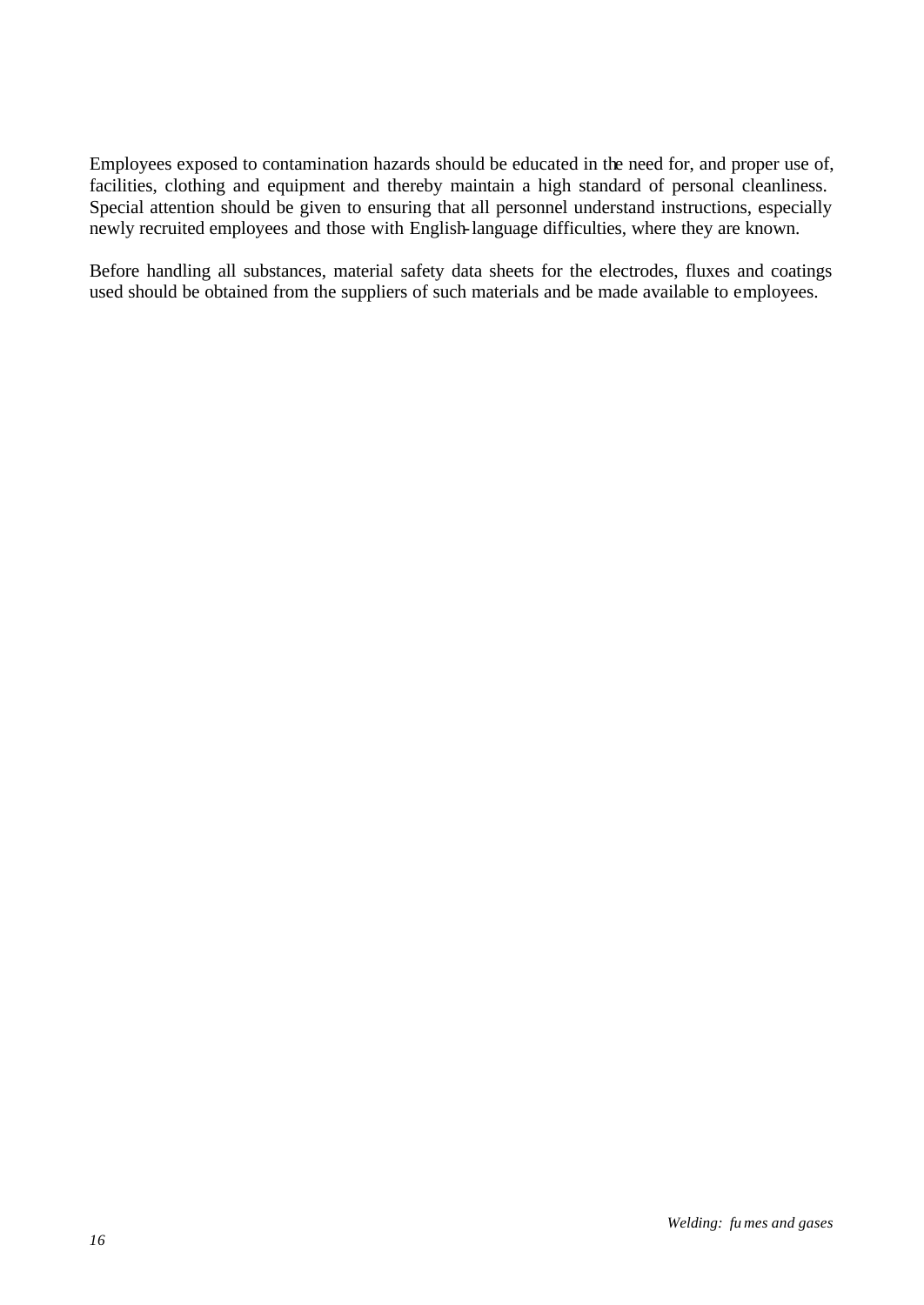Employees exposed to contamination hazards should be educated in the need for, and proper use of, facilities, clothing and equipment and thereby maintain a high standard of personal cleanliness. Special attention should be given to ensuring that all personnel understand instructions, especially newly recruited employees and those with English-language difficulties, where they are known.

Before handling all substances, material safety data sheets for the electrodes, fluxes and coatings used should be obtained from the suppliers of such materials and be made available to employees.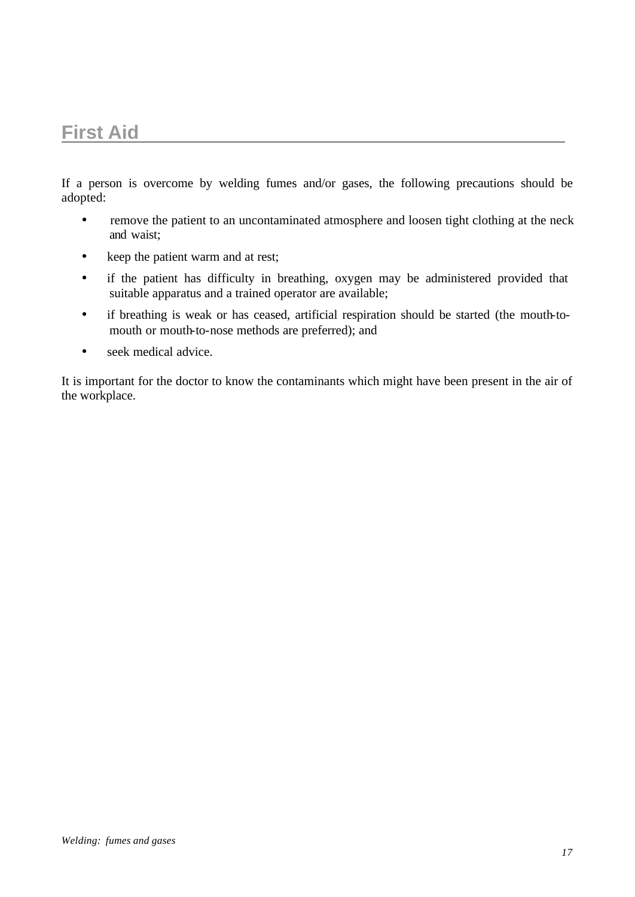## First Aid

If a person is overcome by welding fumes and/or gases, the following precautions should be adopted:

- remove the patient to an uncontaminated atmosphere and loosen tight clothing at the neck and waist;
- keep the patient warm and at rest;
- if the patient has difficulty in breathing, oxygen may be administered provided that suitable apparatus and a trained operator are available;
- if breathing is weak or has ceased, artificial respiration should be started (the mouth-to-mouth or mouth-to-nose methods are preferred); and
- seek medical advice.

It is important for the doctor to know the contaminants which might have been present in the air of the workplace.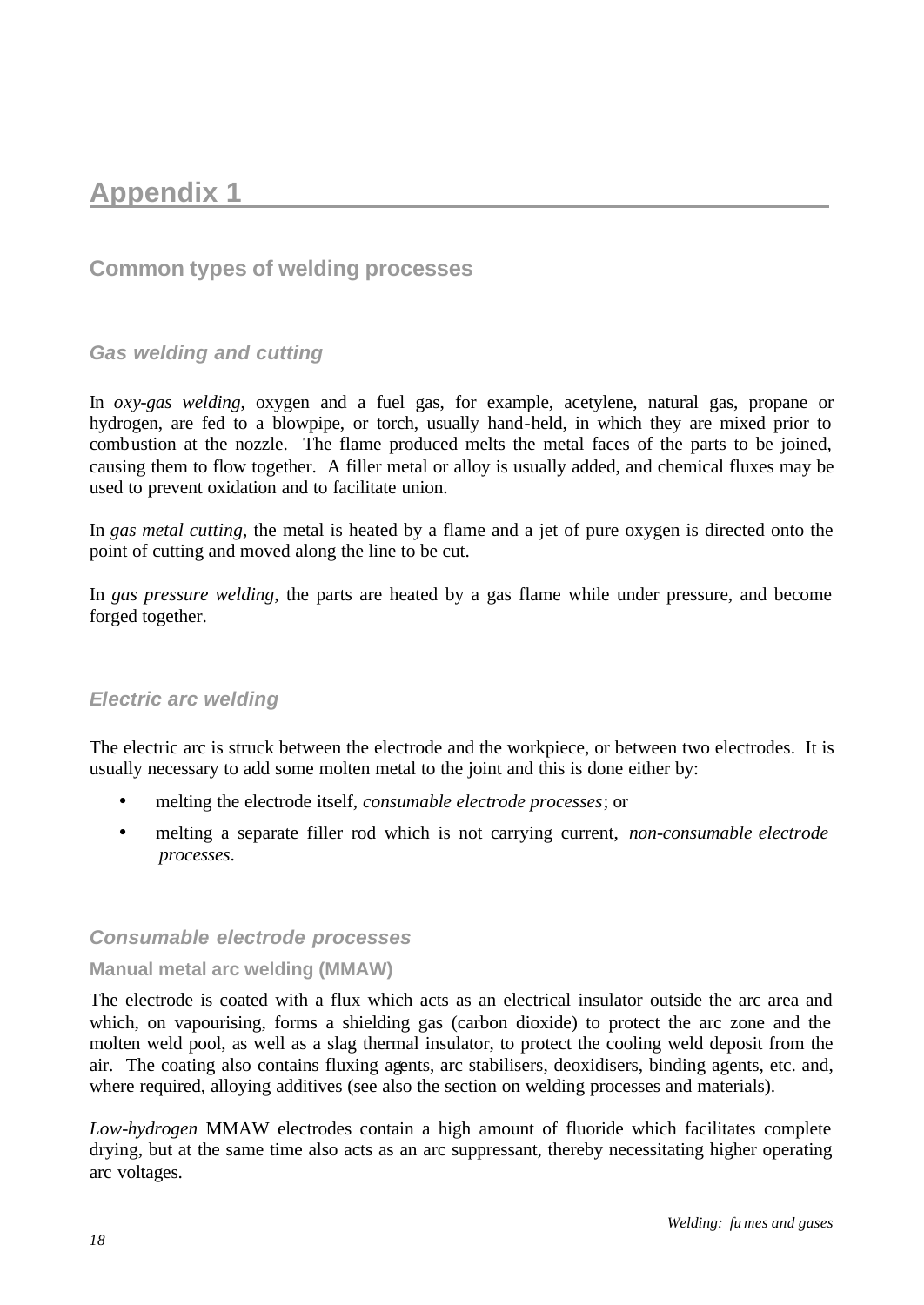# Appendix 1

## Common types of welding processes

### *Gas welding and cutting*

In *oxy-gas welding*, oxygen and a fuel gas, for example, acetylene, natural gas, propane or hydrogen, are fed to a blowpipe, or torch, usually hand-held, in which they are mixed prior to combustion at the nozzle. The flame produced melts the metal faces of the parts to be joined, causing them to flow together. A filler metal or alloy is usually added, and chemical fluxes may be used to prevent oxidation and to facilitate union.

In *gas metal cutting*, the metal is heated by a flame and a jet of pure oxygen is directed onto the point of cutting and moved along the line to be cut.

In *gas pressure welding*, the parts are heated by a gas flame while under pressure, and become forged together.

### *Electric arc welding*

The electric arc is struck between the electrode and the workpiece, or between two electrodes. It is usually necessary to add some molten metal to the joint and this is done either by:

- melting the electrode itself, *consumable electrode processes*; or
- melting a separate filler rod which is not carrying current, *non-consumable electrode processes*.

### *Consumable electrode processes*

#### Manual metal arc welding (MMAW)

The electrode is coated with a flux which acts as an electrical insulator outside the arc area and which, on vapourising, forms a shielding gas (carbon dioxide) to protect the arc zone and the molten weld pool, as well as a slag thermal insulator, to protect the cooling weld deposit from the air. The coating also contains fluxing agents, arc stabilisers, deoxidisers, binding agents, etc. and, where required, alloying additives (see also the section on welding processes and materials).

*Low-hydrogen* MMAW electrodes contain a high amount of fluoride which facilitates complete drying, but at the same time also acts as an arc suppressant, thereby necessitating higher operating arc voltages.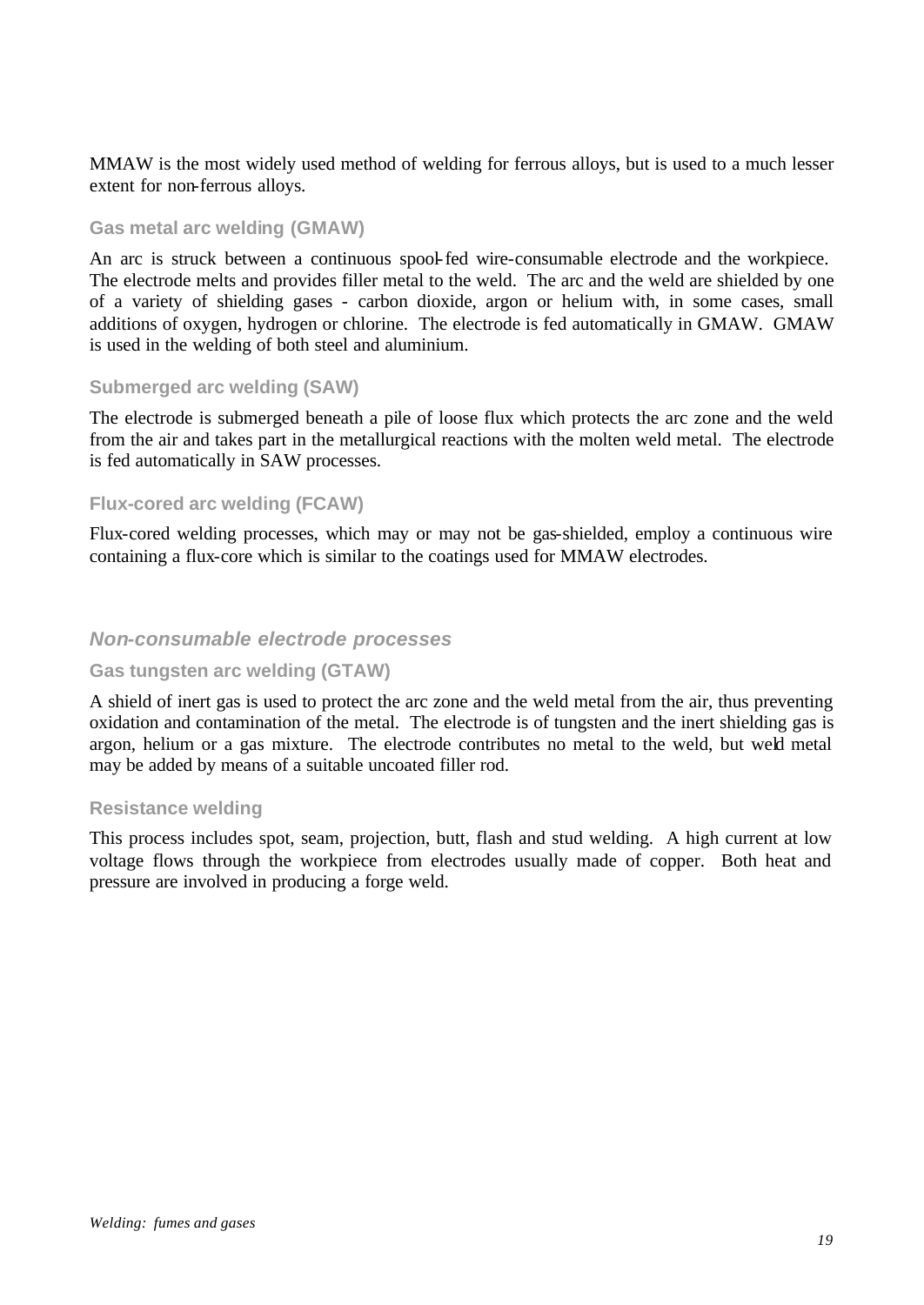MMAW is the most widely used method of welding for ferrous alloys, but is used to a much lesser extent for non-ferrous alloys.

### Gas metal arc welding (GMAW)

An arc is struck between a continuous spool-fed wire-consumable electrode and the workpiece. The electrode melts and provides filler metal to the weld. The arc and the weld are shielded by one of a variety of shielding gases - carbon dioxide, argon or helium with, in some cases, small additions of oxygen, hydrogen or chlorine. The electrode is fed automatically in GMAW. GMAW is used in the welding of both steel and aluminium.

### Submerged arc welding (SAW)

The electrode is submerged beneath a pile of loose flux which protects the arc zone and the weld from the air and takes part in the metallurgical reactions with the molten weld metal. The electrode is fed automatically in SAW processes.

### Flux-cored arc welding (FCAW)

Flux-cored welding processes, which may or may not be gas-shielded, employ a continuous wire containing a flux-core which is similar to the coatings used for MMAW electrodes.

## *Non-consumable electrode processes*

### Gas tungsten arc welding (GTAW)

A shield of inert gas is used to protect the arc zone and the weld metal from the air, thus preventing oxidation and contamination of the metal. The electrode is of tungsten and the inert shielding gas is argon, helium or a gas mixture. The electrode contributes no metal to the weld, but weld metal may be added by means of a suitable uncoated filler rod.

### Resistance welding

This process includes spot, seam, projection, butt, flash and stud welding. A high current at low voltage flows through the workpiece from electrodes usually made of copper. Both heat and pressure are involved in producing a forge weld.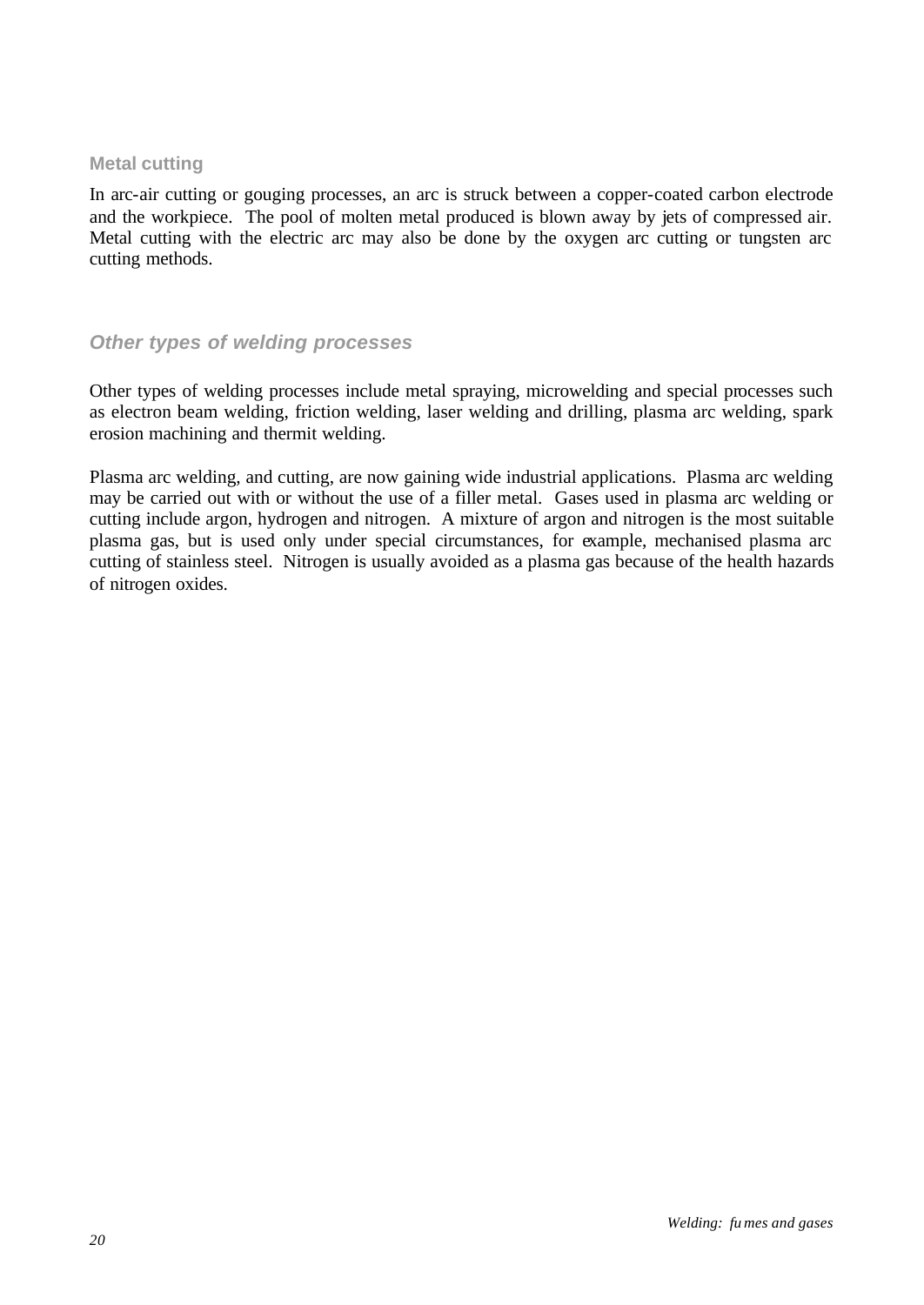### Metal cutting

In arc-air cutting or gouging processes, an arc is struck between a copper-coated carbon electrode and the workpiece. The pool of molten metal produced is blown away by jets of compressed air. Metal cutting with the electric arc may also be done by the oxygen arc cutting or tungsten arc cutting methods.

## *Other types of welding processes*

Other types of welding processes include metal spraying, microwelding and special processes such as electron beam welding, friction welding, laser welding and drilling, plasma arc welding, spark erosion machining and thermit welding.

Plasma arc welding, and cutting, are now gaining wide industrial applications. Plasma arc welding may be carried out with or without the use of a filler metal. Gases used in plasma arc welding or cutting include argon, hydrogen and nitrogen. A mixture of argon and nitrogen is the most suitable plasma gas, but is used only under special circumstances, for example, mechanised plasma arc cutting of stainless steel. Nitrogen is usually avoided as a plasma gas because of the health hazards of nitrogen oxides.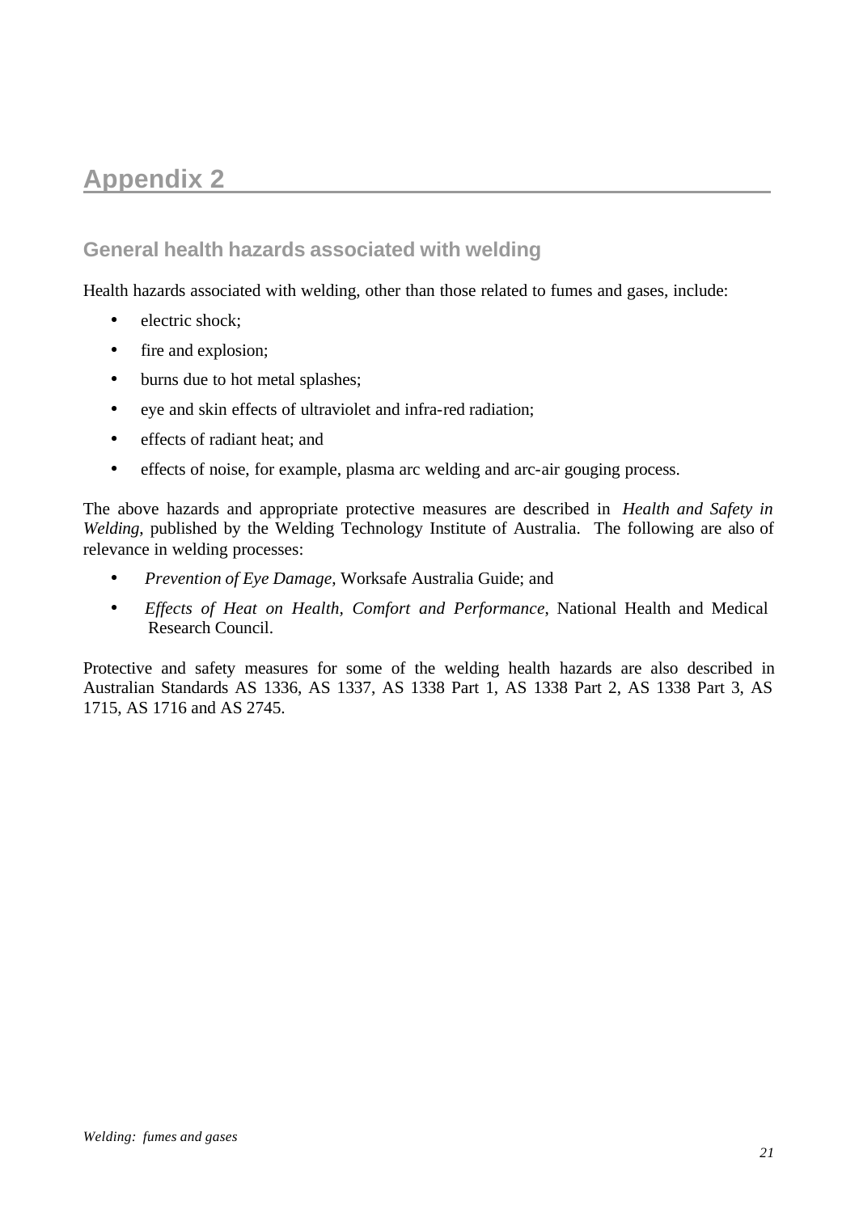# Appendix 2

## General health hazards associated with welding

Health hazards associated with welding, other than those related to fumes and gases, include:

- electric shock;
- fire and explosion;
- burns due to hot metal splashes;
- eye and skin effects of ultraviolet and infra-red radiation;
- effects of radiant heat; and
- effects of noise, for example, plasma arc welding and arc-air gouging process.

The above hazards and appropriate protective measures are described in *Health and Safety in Welding*, published by the Welding Technology Institute of Australia. The following are also of relevance in welding processes:

- *Prevention of Eye Damage*, Worksafe Australia Guide; and
- *Effects of Heat on Health, Comfort and Performance*, National Health and Medical Research Council.

Protective and safety measures for some of the welding health hazards are also described in Australian Standards AS 1336, AS 1337, AS 1338 Part 1, AS 1338 Part 2, AS 1338 Part 3, AS 1715, AS 1716 and AS 2745.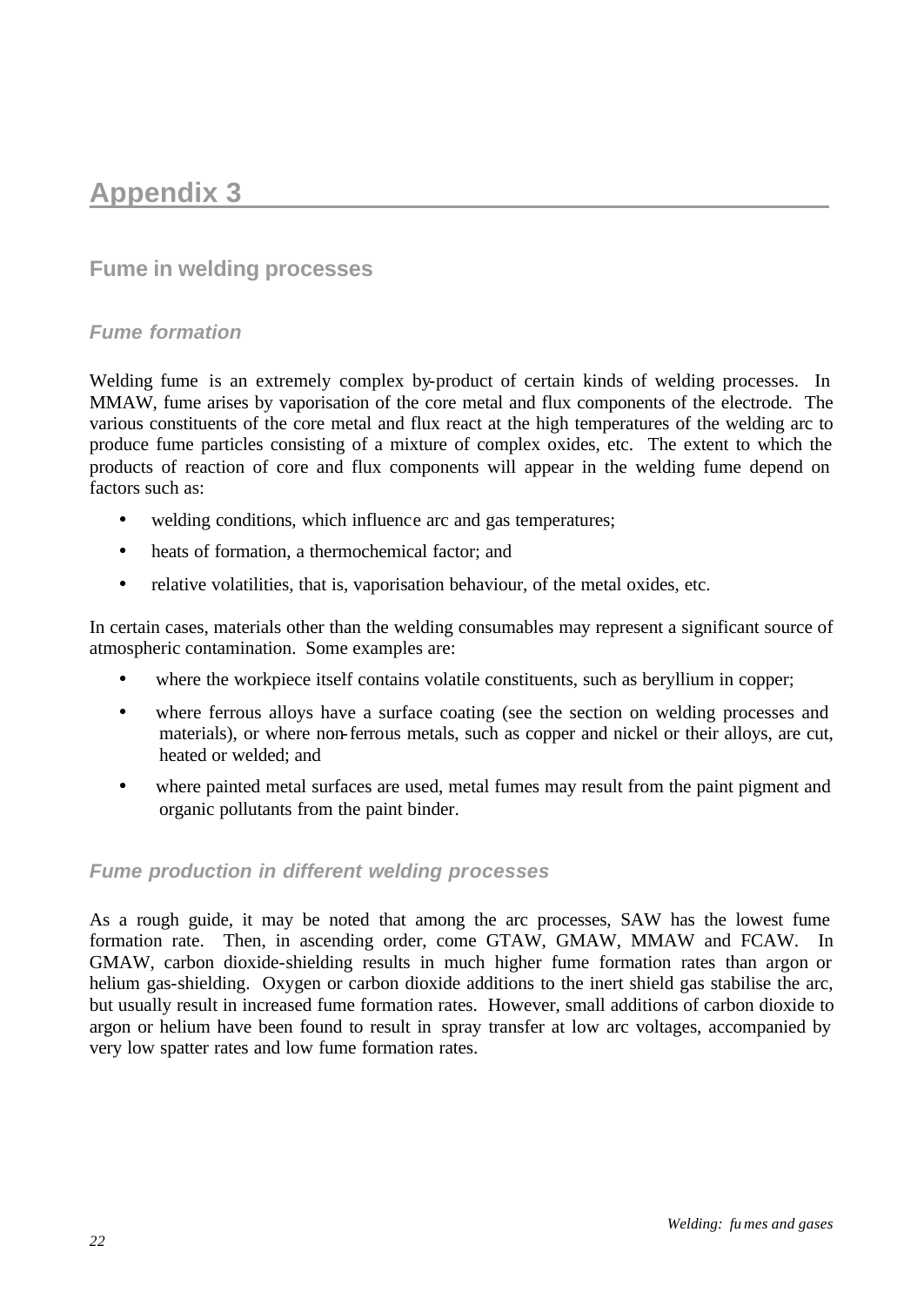# Appendix 3

## Fume in welding processes

### *Fume formation*

Welding fume is an extremely complex by-product of certain kinds of welding processes. In MMAW, fume arises by vaporisation of the core metal and flux components of the electrode. The various constituents of the core metal and flux react at the high temperatures of the welding arc to produce fume particles consisting of a mixture of complex oxides, etc. The extent to which the products of reaction of core and flux components will appear in the welding fume depend on factors such as:

- welding conditions, which influence arc and gas temperatures;
- heats of formation, a thermochemical factor; and
- relative volatilities, that is, vaporisation behaviour, of the metal oxides, etc.

In certain cases, materials other than the welding consumables may represent a significant source of atmospheric contamination. Some examples are:

- where the workpiece itself contains volatile constituents, such as beryllium in copper;
- where ferrous alloys have a surface coating (see the section on welding processes and materials), or where non-ferrous metals, such as copper and nickel or their alloys, are cut, heated or welded; and
- where painted metal surfaces are used, metal fumes may result from the paint pigment and organic pollutants from the paint binder.

### *Fume production in different welding processes*

As a rough guide, it may be noted that among the arc processes, SAW has the lowest fume formation rate. Then, in ascending order, come GTAW, GMAW, MMAW and FCAW. In GMAW, carbon dioxide-shielding results in much higher fume formation rates than argon or helium gas-shielding. Oxygen or carbon dioxide additions to the inert shield gas stabilise the arc, but usually result in increased fume formation rates. However, small additions of carbon dioxide to argon or helium have been found to result in spray transfer at low arc voltages, accompanied by very low spatter rates and low fume formation rates.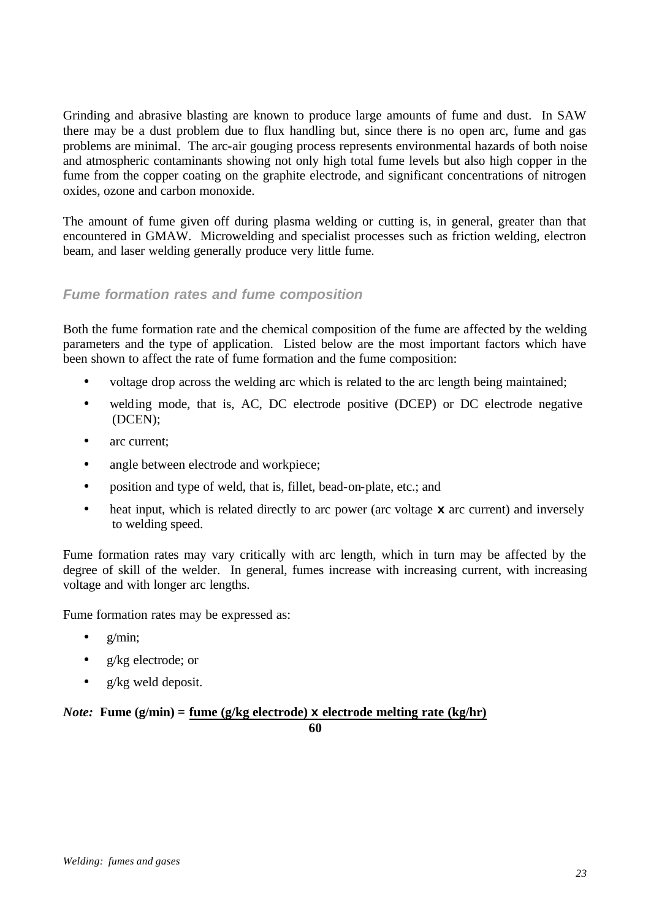Grinding and abrasive blasting are known to produce large amounts of fume and dust. In SAW there may be a dust problem due to flux handling but, since there is no open arc, fume and gas problems are minimal. The arc-air gouging process represents environmental hazards of both noise and atmospheric contaminants showing not only high total fume levels but also high copper in the fume from the copper coating on the graphite electrode, and significant concentrations of nitrogen oxides, ozone and carbon monoxide.

The amount of fume given off during plasma welding or cutting is, in general, greater than that encountered in GMAW. Microwelding and specialist processes such as friction welding, electron beam, and laser welding generally produce very little fume.

### *Fume formation rates and fume composition*

Both the fume formation rate and the chemical composition of the fume are affected by the welding parameters and the type of application. Listed below are the most important factors which have been shown to affect the rate of fume formation and the fume composition:

- voltage drop across the welding arc which is related to the arc length being maintained;
- welding mode, that is, AC, DC electrode positive (DCEP) or DC electrode negative (DCEN);
- arc current;
- angle between electrode and workpiece;
- position and type of weld, that is, fillet, bead-on-plate, etc.; and
- heat input, which is related directly to arc power (arc voltage x arc current) and inversely to welding speed.

Fume formation rates may vary critically with arc length, which in turn may be affected by the degree of skill of the welder. In general, fumes increase with increasing current, with increasing voltage and with longer arc lengths.

Fume formation rates may be expressed as:

- g/min;
- g/kg electrode; or
- g/kg weld deposit.

***Note:*** **Fume (g/min) =**

$$\text{Fume (g/min)} = \frac{\text{fume (g/kg electrode)} \times \text{electrode melting rate (kg/hr)}}{60}$$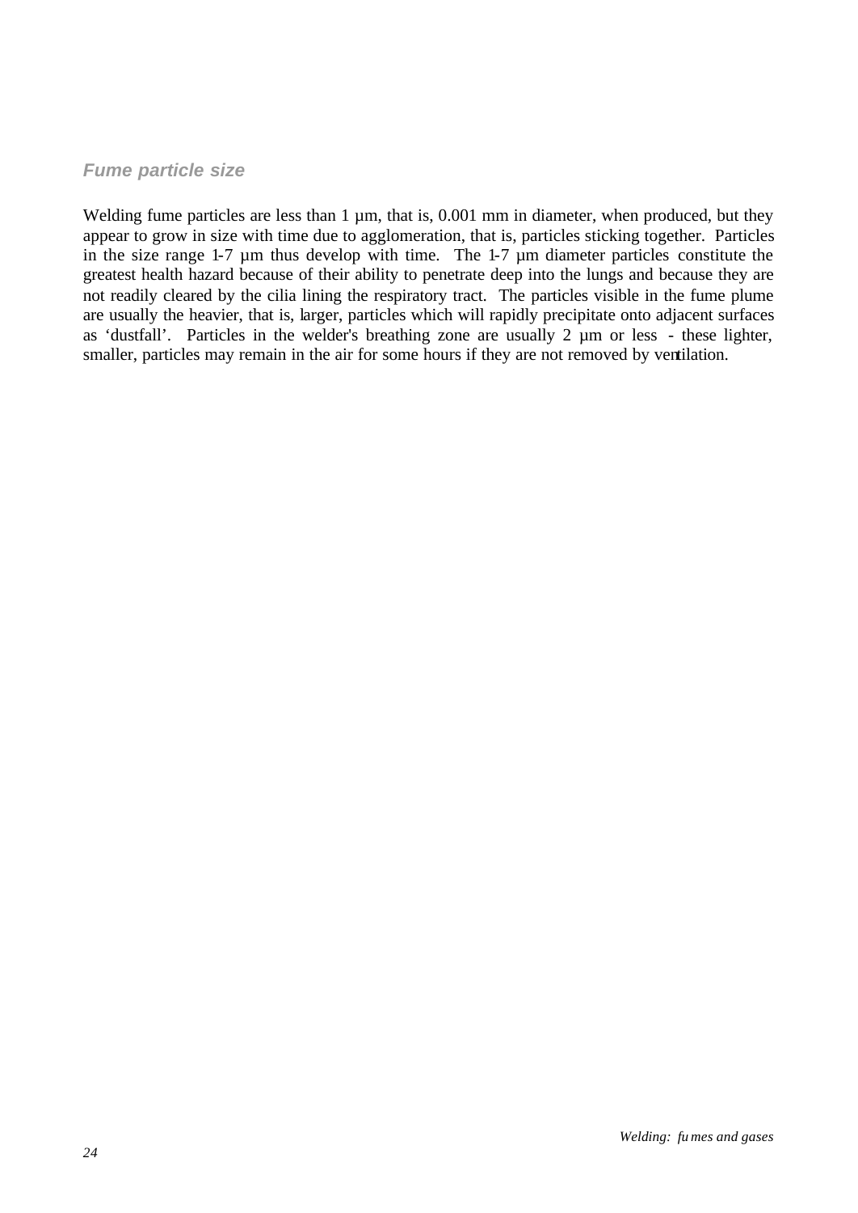### *Fume particle size*

Welding fume particles are less than 1 µm, that is, 0.001 mm in diameter, when produced, but they appear to grow in size with time due to agglomeration, that is, particles sticking together. Particles in the size range 1-7 µm thus develop with time. The 1-7 µm diameter particles constitute the greatest health hazard because of their ability to penetrate deep into the lungs and because they are not readily cleared by the cilia lining the respiratory tract. The particles visible in the fume plume are usually the heavier, that is, larger, particles which will rapidly precipitate onto adjacent surfaces as 'dustfall'. Particles in the welder's breathing zone are usually 2 µm or less - these lighter, smaller, particles may remain in the air for some hours if they are not removed by ventilation.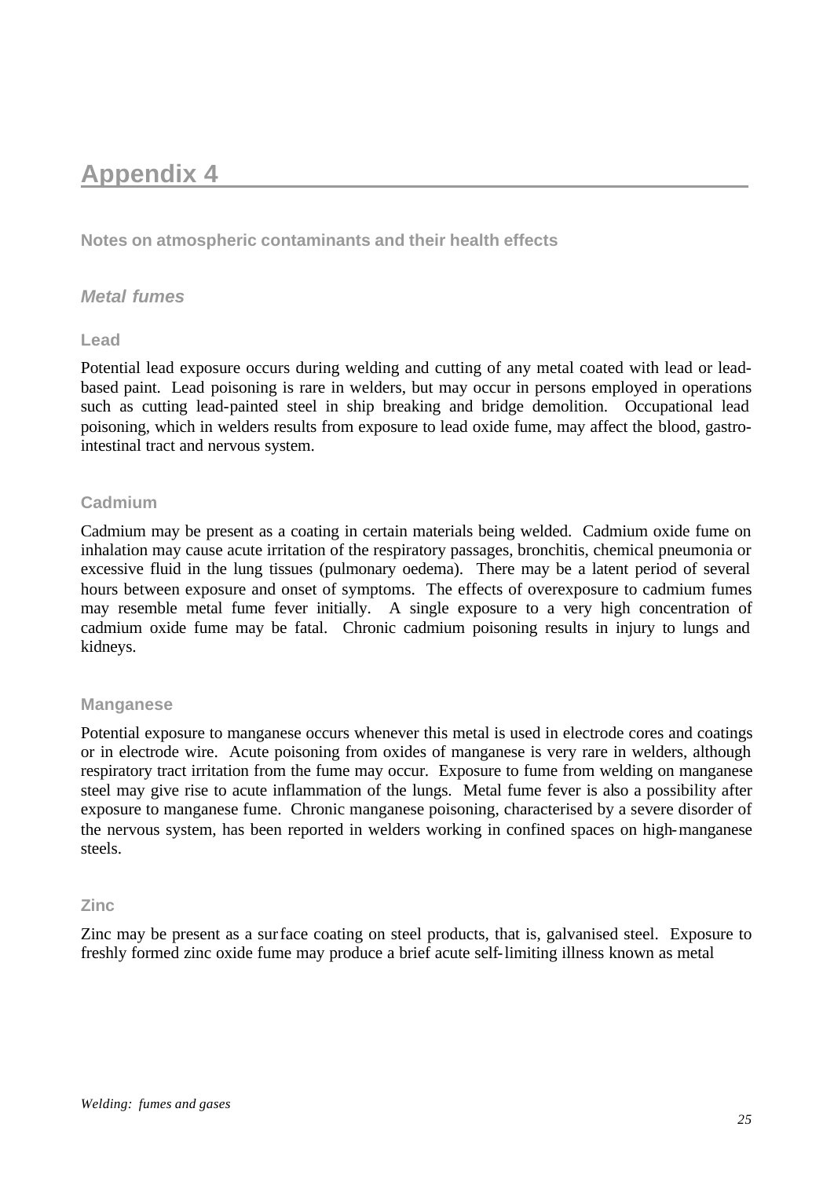# Appendix 4

## Notes on atmospheric contaminants and their health effects

### *Metal fumes*

#### Lead

Potential lead exposure occurs during welding and cutting of any metal coated with lead or lead-based paint. Lead poisoning is rare in welders, but may occur in persons employed in operations such as cutting lead-painted steel in ship breaking and bridge demolition. Occupational lead poisoning, which in welders results from exposure to lead oxide fume, may affect the blood, gastro-intestinal tract and nervous system.

#### Cadmium

Cadmium may be present as a coating in certain materials being welded. Cadmium oxide fume on inhalation may cause acute irritation of the respiratory passages, bronchitis, chemical pneumonia or excessive fluid in the lung tissues (pulmonary oedema). There may be a latent period of several hours between exposure and onset of symptoms. The effects of overexposure to cadmium fumes may resemble metal fume fever initially. A single exposure to a very high concentration of cadmium oxide fume may be fatal. Chronic cadmium poisoning results in injury to lungs and kidneys.

#### Manganese

Potential exposure to manganese occurs whenever this metal is used in electrode cores and coatings or in electrode wire. Acute poisoning from oxides of manganese is very rare in welders, although respiratory tract irritation from the fume may occur. Exposure to fume from welding on manganese steel may give rise to acute inflammation of the lungs. Metal fume fever is also a possibility after exposure to manganese fume. Chronic manganese poisoning, characterised by a severe disorder of the nervous system, has been reported in welders working in confined spaces on high-manganese steels.

#### Zinc

Zinc may be present as a surface coating on steel products, that is, galvanised steel. Exposure to freshly formed zinc oxide fume may produce a brief acute self-limiting illness known as metal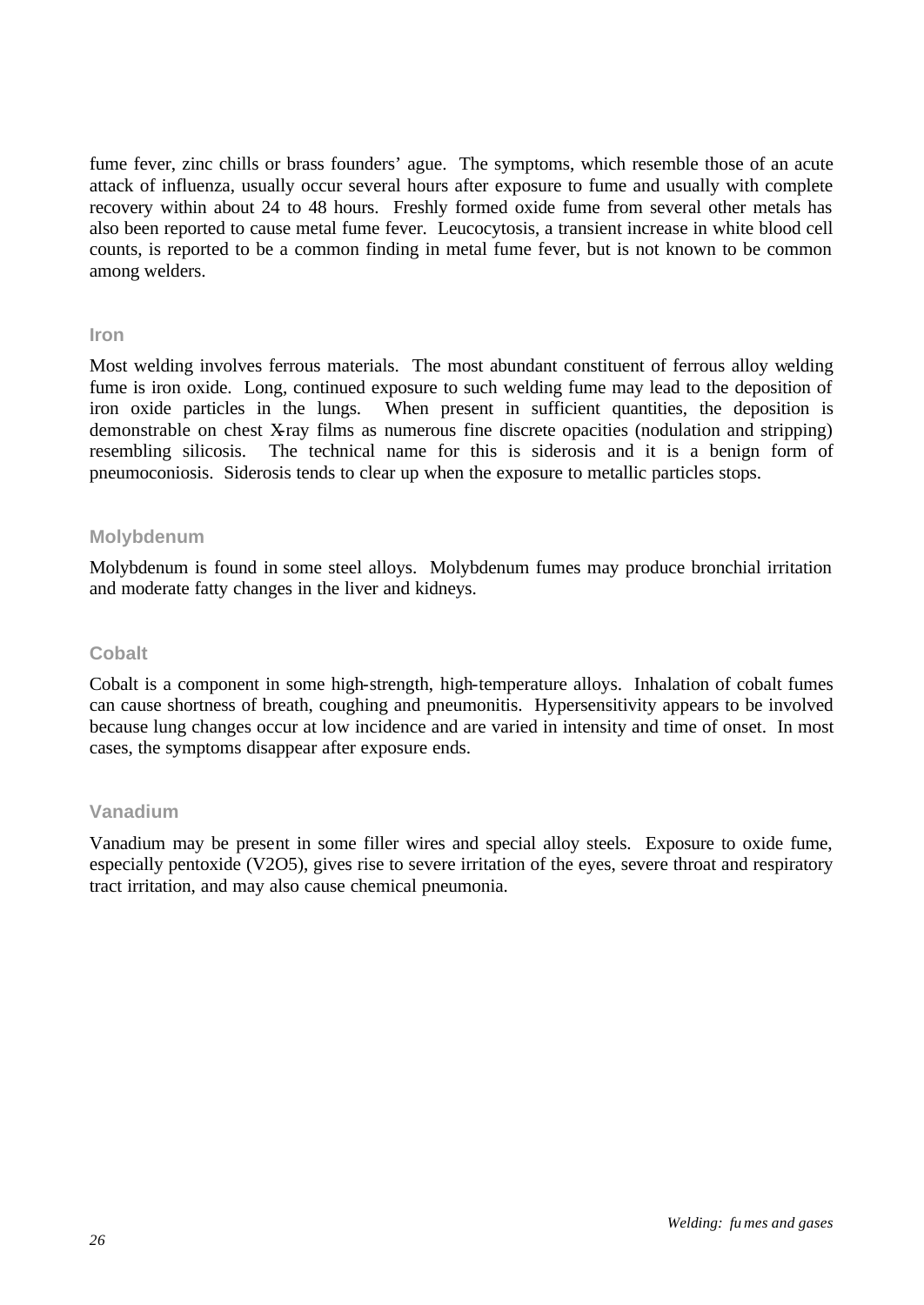fume fever, zinc chills or brass founders' ague. The symptoms, which resemble those of an acute attack of influenza, usually occur several hours after exposure to fume and usually with complete recovery within about 24 to 48 hours. Freshly formed oxide fume from several other metals has also been reported to cause metal fume fever. Leucocytosis, a transient increase in white blood cell counts, is reported to be a common finding in metal fume fever, but is not known to be common among welders.

### Iron

Most welding involves ferrous materials. The most abundant constituent of ferrous alloy welding fume is iron oxide. Long, continued exposure to such welding fume may lead to the deposition of iron oxide particles in the lungs. When present in sufficient quantities, the deposition is demonstrable on chest X-ray films as numerous fine discrete opacities (nodulation and stripping) resembling silicosis. The technical name for this is siderosis and it is a benign form of pneumoconiosis. Siderosis tends to clear up when the exposure to metallic particles stops.

### Molybdenum

Molybdenum is found in some steel alloys. Molybdenum fumes may produce bronchial irritation and moderate fatty changes in the liver and kidneys.

### Cobalt

Cobalt is a component in some high-strength, high-temperature alloys. Inhalation of cobalt fumes can cause shortness of breath, coughing and pneumonitis. Hypersensitivity appears to be involved because lung changes occur at low incidence and are varied in intensity and time of onset. In most cases, the symptoms disappear after exposure ends.

### Vanadium

Vanadium may be present in some filler wires and special alloy steels. Exposure to oxide fume, especially pentoxide ($V_2O_5$), gives rise to severe irritation of the eyes, severe throat and respiratory tract irritation, and may also cause chemical pneumonia.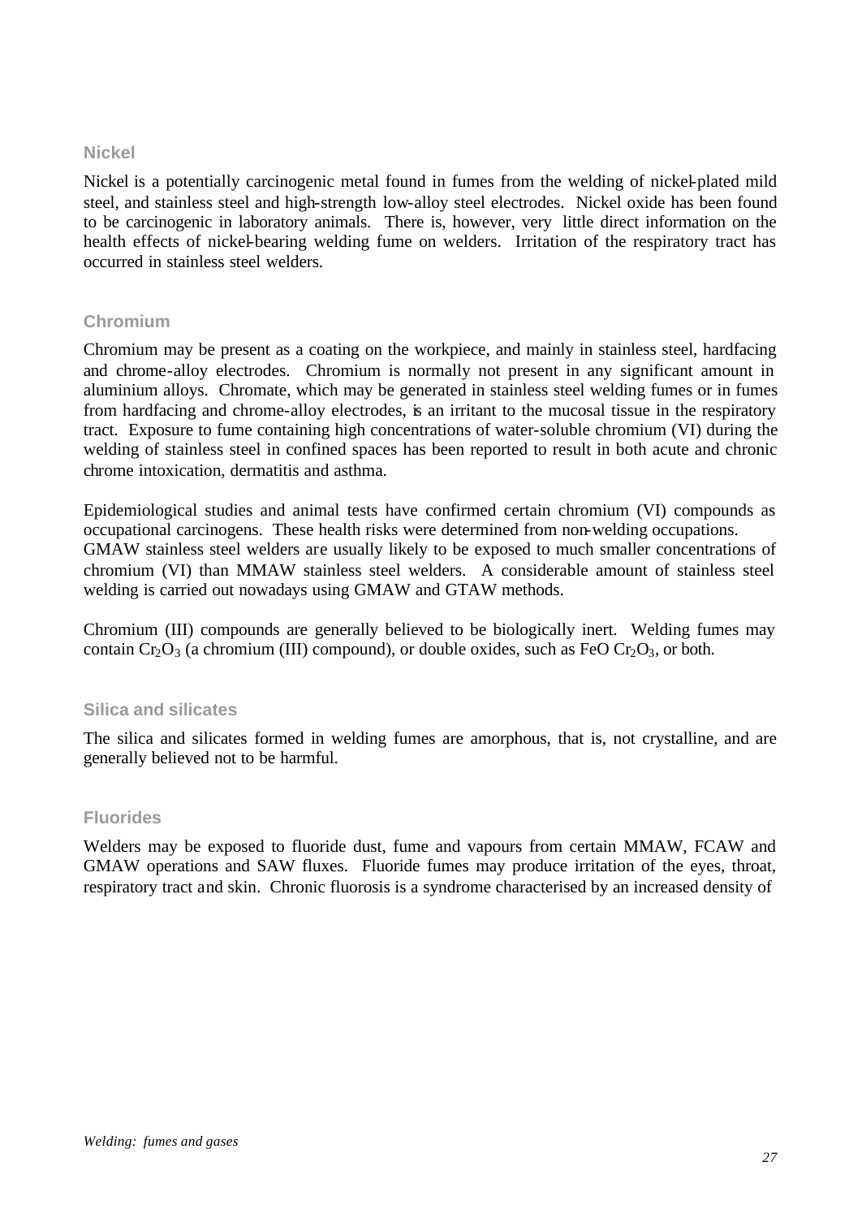### Nickel

Nickel is a potentially carcinogenic metal found in fumes from the welding of nickel-plated mild steel, and stainless steel and high-strength low-alloy steel electrodes. Nickel oxide has been found to be carcinogenic in laboratory animals. There is, however, very little direct information on the health effects of nickel-bearing welding fume on welders. Irritation of the respiratory tract has occurred in stainless steel welders.

### Chromium

Chromium may be present as a coating on the workpiece, and mainly in stainless steel, hardfacing and chrome-alloy electrodes. Chromium is normally not present in any significant amount in aluminium alloys. Chromate, which may be generated in stainless steel welding fumes or in fumes from hardfacing and chrome-alloy electrodes, is an irritant to the mucosal tissue in the respiratory tract. Exposure to fume containing high concentrations of water-soluble chromium (VI) during the welding of stainless steel in confined spaces has been reported to result in both acute and chronic chrome intoxication, dermatitis and asthma.

Epidemiological studies and animal tests have confirmed certain chromium (VI) compounds as occupational carcinogens. These health risks were determined from non-welding occupations. GMAW stainless steel welders are usually likely to be exposed to much smaller concentrations of chromium (VI) than MMAW stainless steel welders. A considerable amount of stainless steel welding is carried out nowadays using GMAW and GTAW methods.

Chromium (III) compounds are generally believed to be biologically inert. Welding fumes may contain $Cr_2O_3$ (a chromium (III) compound), or double oxides, such as FeO $Cr_2O_3$, or both.

### Silica and silicates

The silica and silicates formed in welding fumes are amorphous, that is, not crystalline, and are generally believed not to be harmful.

### Fluorides

Welders may be exposed to fluoride dust, fume and vapours from certain MMAW, FCAW and GMAW operations and SAW fluxes. Fluoride fumes may produce irritation of the eyes, throat, respiratory tract and skin. Chronic fluorosis is a syndrome characterised by an increased density of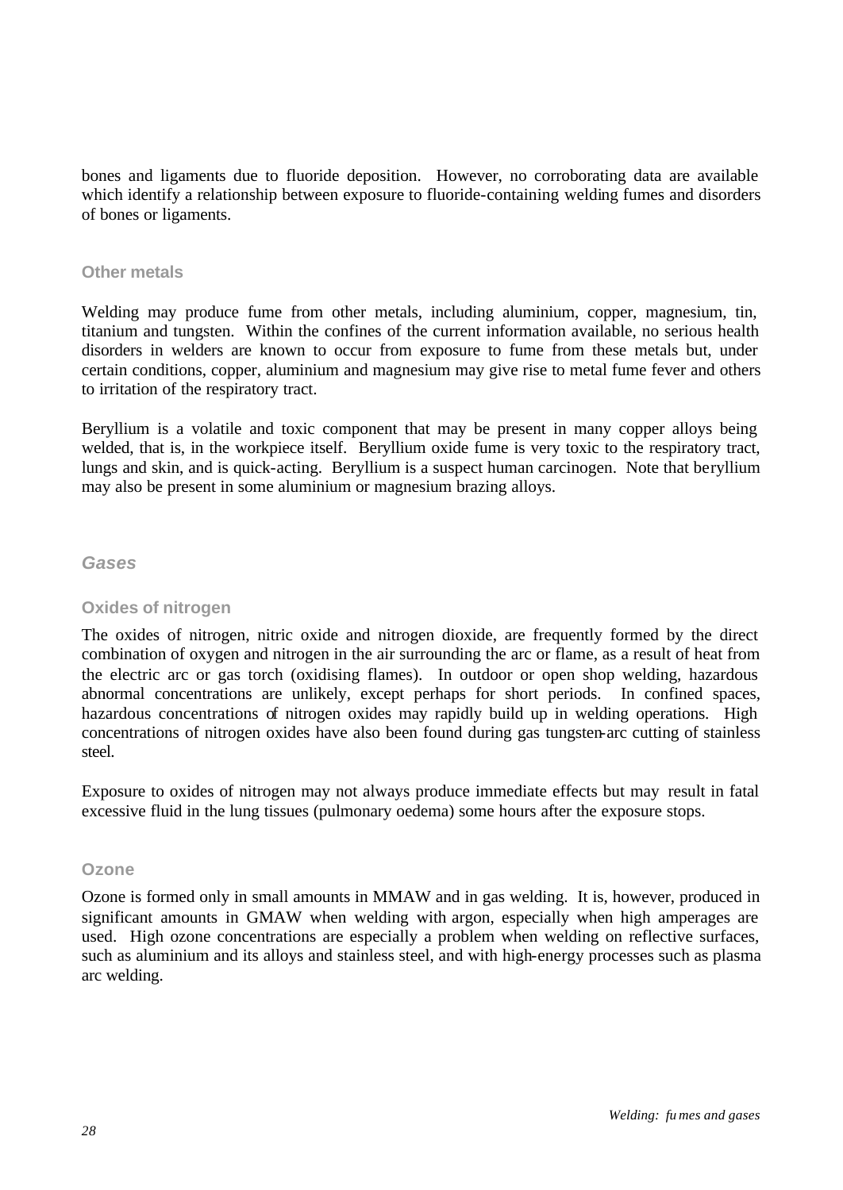bones and ligaments due to fluoride deposition. However, no corroborating data are available which identify a relationship between exposure to fluoride-containing welding fumes and disorders of bones or ligaments.

### Other metals

Welding may produce fume from other metals, including aluminium, copper, magnesium, tin, titanium and tungsten. Within the confines of the current information available, no serious health disorders in welders are known to occur from exposure to fume from these metals but, under certain conditions, copper, aluminium and magnesium may give rise to metal fume fever and others to irritation of the respiratory tract.

Beryllium is a volatile and toxic component that may be present in many copper alloys being welded, that is, in the workpiece itself. Beryllium oxide fume is very toxic to the respiratory tract, lungs and skin, and is quick-acting. Beryllium is a suspect human carcinogen. Note that beryllium may also be present in some aluminium or magnesium brazing alloys.

## *Gases*

### Oxides of nitrogen

The oxides of nitrogen, nitric oxide and nitrogen dioxide, are frequently formed by the direct combination of oxygen and nitrogen in the air surrounding the arc or flame, as a result of heat from the electric arc or gas torch (oxidising flames). In outdoor or open shop welding, hazardous abnormal concentrations are unlikely, except perhaps for short periods. In confined spaces, hazardous concentrations of nitrogen oxides may rapidly build up in welding operations. High concentrations of nitrogen oxides have also been found during gas tungsten-arc cutting of stainless steel.

Exposure to oxides of nitrogen may not always produce immediate effects but may result in fatal excessive fluid in the lung tissues (pulmonary oedema) some hours after the exposure stops.

### Ozone

Ozone is formed only in small amounts in MMAW and in gas welding. It is, however, produced in significant amounts in GMAW when welding with argon, especially when high amperages are used. High ozone concentrations are especially a problem when welding on reflective surfaces, such as aluminium and its alloys and stainless steel, and with high-energy processes such as plasma arc welding.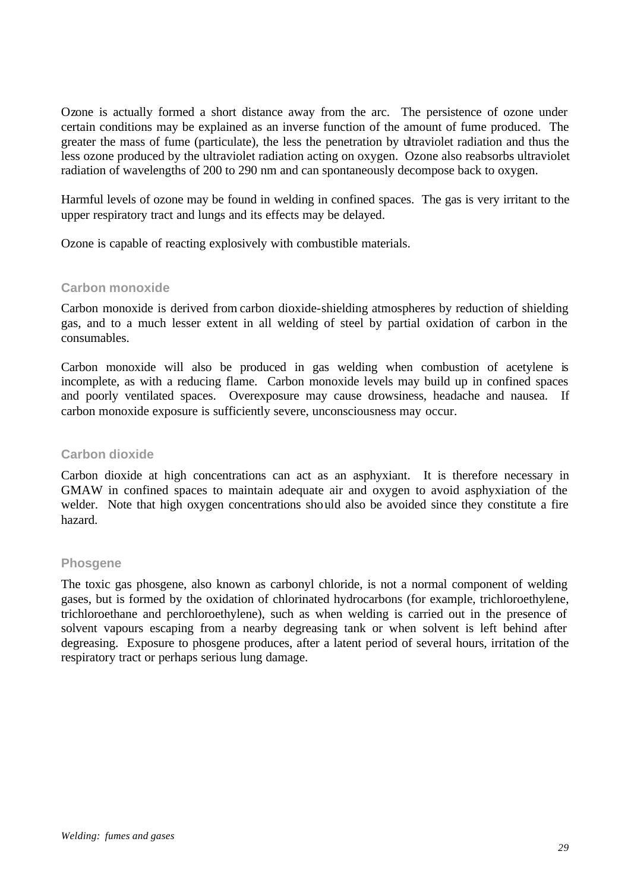Ozone is actually formed a short distance away from the arc. The persistence of ozone under certain conditions may be explained as an inverse function of the amount of fume produced. The greater the mass of fume (particulate), the less the penetration by ultraviolet radiation and thus the less ozone produced by the ultraviolet radiation acting on oxygen. Ozone also reabsorbs ultraviolet radiation of wavelengths of 200 to 290 nm and can spontaneously decompose back to oxygen.

Harmful levels of ozone may be found in welding in confined spaces. The gas is very irritant to the upper respiratory tract and lungs and its effects may be delayed.

Ozone is capable of reacting explosively with combustible materials.

### Carbon monoxide

Carbon monoxide is derived from carbon dioxide-shielding atmospheres by reduction of shielding gas, and to a much lesser extent in all welding of steel by partial oxidation of carbon in the consumables.

Carbon monoxide will also be produced in gas welding when combustion of acetylene is incomplete, as with a reducing flame. Carbon monoxide levels may build up in confined spaces and poorly ventilated spaces. Overexposure may cause drowsiness, headache and nausea. If carbon monoxide exposure is sufficiently severe, unconsciousness may occur.

### Carbon dioxide

Carbon dioxide at high concentrations can act as an asphyxiant. It is therefore necessary in GMAW in confined spaces to maintain adequate air and oxygen to avoid asphyxiation of the welder. Note that high oxygen concentrations should also be avoided since they constitute a fire hazard.

### Phosgene

The toxic gas phosgene, also known as carbonyl chloride, is not a normal component of welding gases, but is formed by the oxidation of chlorinated hydrocarbons (for example, trichloroethylene, trichloroethane and perchloroethylene), such as when welding is carried out in the presence of solvent vapours escaping from a nearby degreasing tank or when solvent is left behind after degreasing. Exposure to phosgene produces, after a latent period of several hours, irritation of the respiratory tract or perhaps serious lung damage.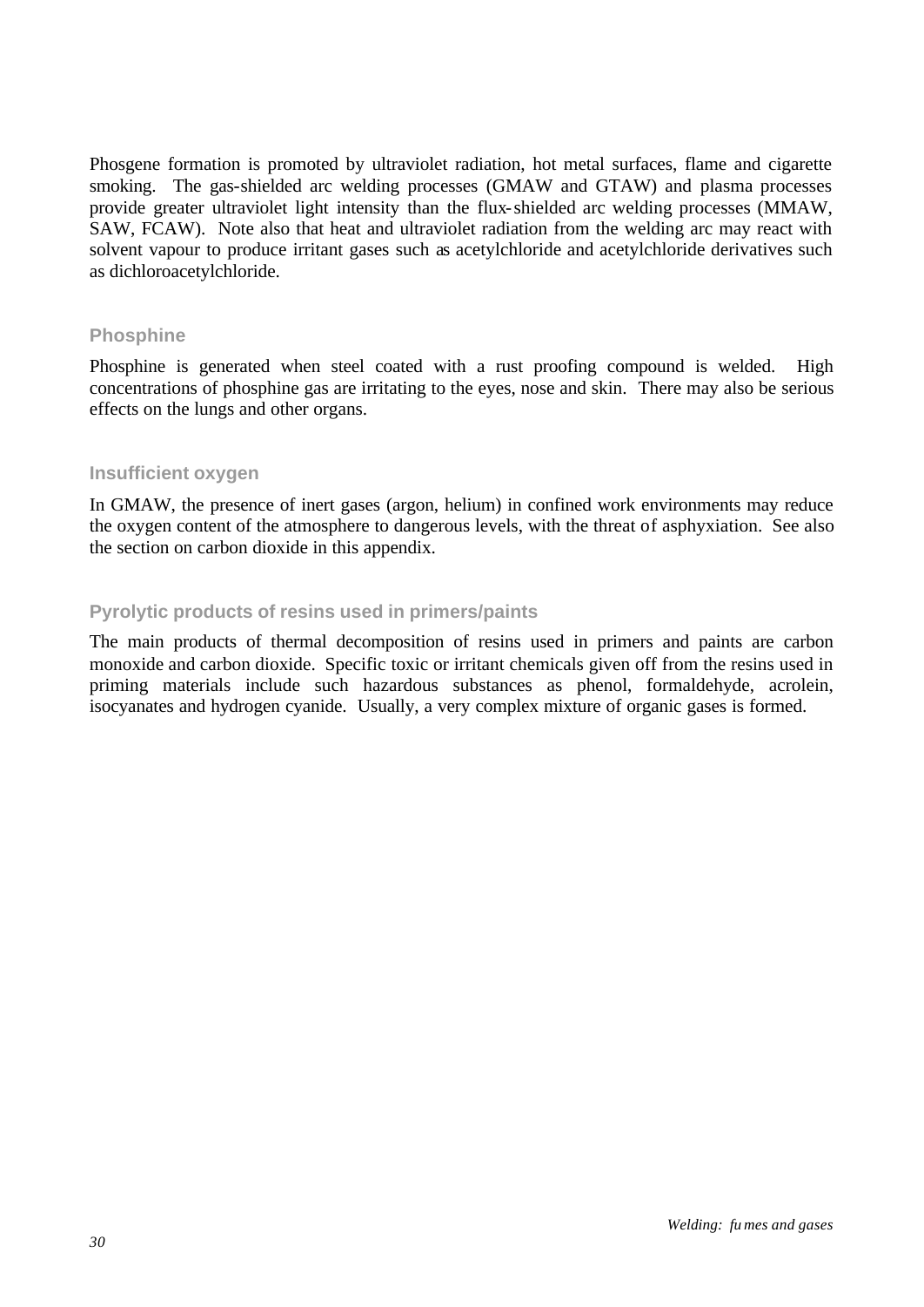Phosgene formation is promoted by ultraviolet radiation, hot metal surfaces, flame and cigarette smoking. The gas-shielded arc welding processes (GMAW and GTAW) and plasma processes provide greater ultraviolet light intensity than the flux-shielded arc welding processes (MMAW, SAW, FCAW). Note also that heat and ultraviolet radiation from the welding arc may react with solvent vapour to produce irritant gases such as acetylchloride and acetylchloride derivatives such as dichloroacetylchloride.

### Phosphine

Phosphine is generated when steel coated with a rust proofing compound is welded. High concentrations of phosphine gas are irritating to the eyes, nose and skin. There may also be serious effects on the lungs and other organs.

### Insufficient oxygen

In GMAW, the presence of inert gases (argon, helium) in confined work environments may reduce the oxygen content of the atmosphere to dangerous levels, with the threat of asphyxiation. See also the section on carbon dioxide in this appendix.

### Pyrolytic products of resins used in primers/paints

The main products of thermal decomposition of resins used in primers and paints are carbon monoxide and carbon dioxide. Specific toxic or irritant chemicals given off from the resins used in priming materials include such hazardous substances as phenol, formaldehyde, acrolein, isocyanates and hydrogen cyanide. Usually, a very complex mixture of organic gases is formed.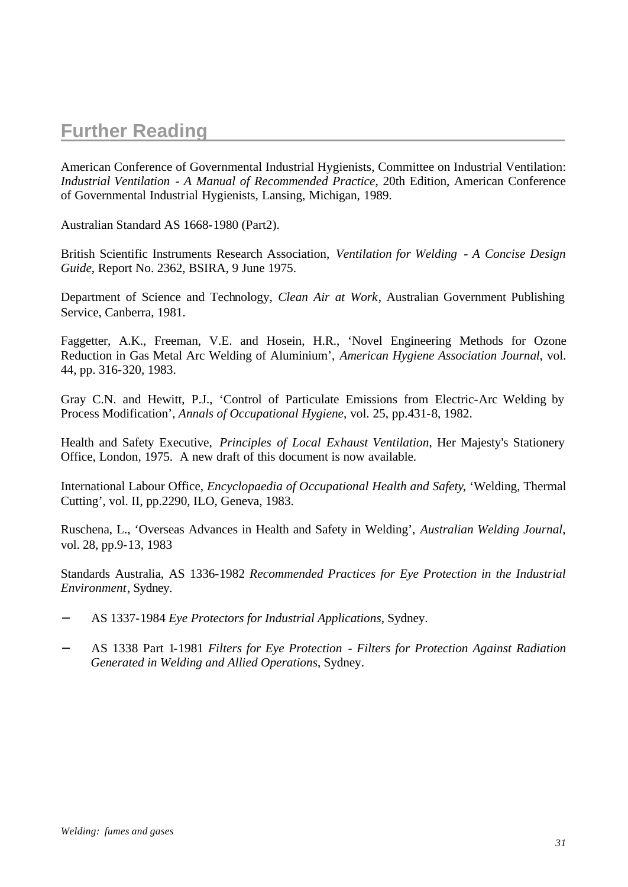## Further Reading

American Conference of Governmental Industrial Hygienists, Committee on Industrial Ventilation: *Industrial Ventilation - A Manual of Recommended Practice*, 20th Edition, American Conference of Governmental Industrial Hygienists, Lansing, Michigan, 1989.

Australian Standard AS 1668-1980 (Part2).

British Scientific Instruments Research Association, *Ventilation for Welding - A Concise Design Guide*, Report No. 2362, BSIRA, 9 June 1975.

Department of Science and Technology, *Clean Air at Work*, Australian Government Publishing Service, Canberra, 1981.

Faggetter, A.K., Freeman, V.E. and Hosein, H.R., 'Novel Engineering Methods for Ozone Reduction in Gas Metal Arc Welding of Aluminium', *American Hygiene Association Journal*, vol. 44, pp. 316-320, 1983.

Gray C.N. and Hewitt, P.J., 'Control of Particulate Emissions from Electric-Arc Welding by Process Modification', *Annals of Occupational Hygiene*, vol. 25, pp.431-8, 1982.

Health and Safety Executive, *Principles of Local Exhaust Ventilation*, Her Majesty's Stationery Office, London, 1975. A new draft of this document is now available.

International Labour Office, *Encyclopaedia of Occupational Health and Safety*, 'Welding, Thermal Cutting', vol. II, pp.2290, ILO, Geneva, 1983.

Ruschena, L., 'Overseas Advances in Health and Safety in Welding', *Australian Welding Journal*, vol. 28, pp.9-13, 1983

Standards Australia, AS 1336-1982 *Recommended Practices for Eye Protection in the Industrial Environment*, Sydney.

- AS 1337-1984 *Eye Protectors for Industrial Applications*, Sydney.
- AS 1338 Part 1-1981 *Filters for Eye Protection - Filters for Protection Against Radiation Generated in Welding and Allied Operations*, Sydney.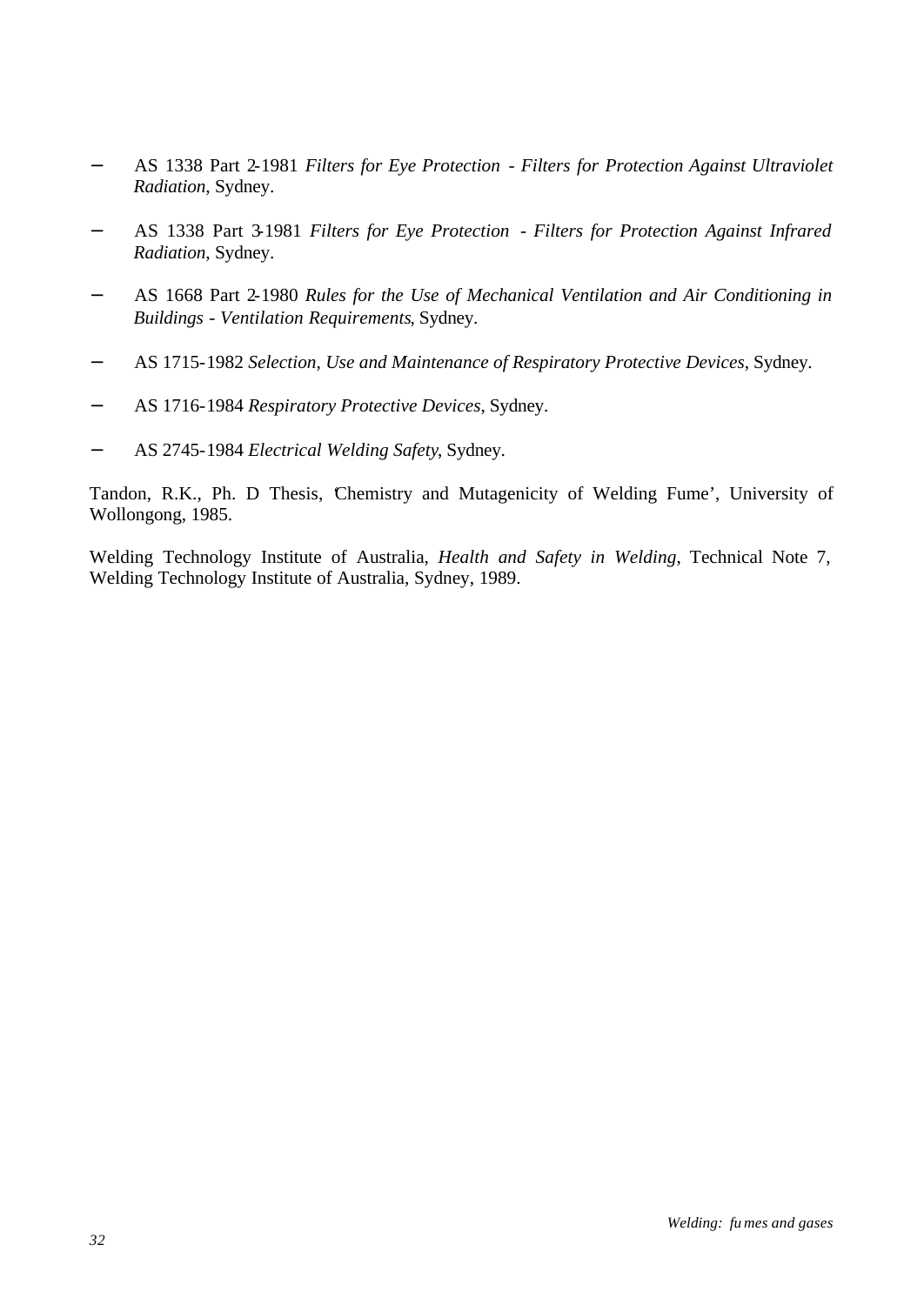- AS 1338 Part 2-1981 *Filters for Eye Protection - Filters for Protection Against Ultraviolet Radiation*, Sydney.

- AS 1338 Part 3-1981 *Filters for Eye Protection - Filters for Protection Against Infrared Radiation*, Sydney.

- AS 1668 Part 2-1980 *Rules for the Use of Mechanical Ventilation and Air Conditioning in Buildings - Ventilation Requirements*, Sydney.

- AS 1715-1982 *Selection, Use and Maintenance of Respiratory Protective Devices*, Sydney.

- AS 1716-1984 *Respiratory Protective Devices*, Sydney.

- AS 2745-1984 *Electrical Welding Safety*, Sydney.

Tandon, R.K., Ph. D Thesis, 'Chemistry and Mutagenicity of Welding Fume', University of Wollongong, 1985.

Welding Technology Institute of Australia, *Health and Safety in Welding*, Technical Note 7, Welding Technology Institute of Australia, Sydney, 1989.